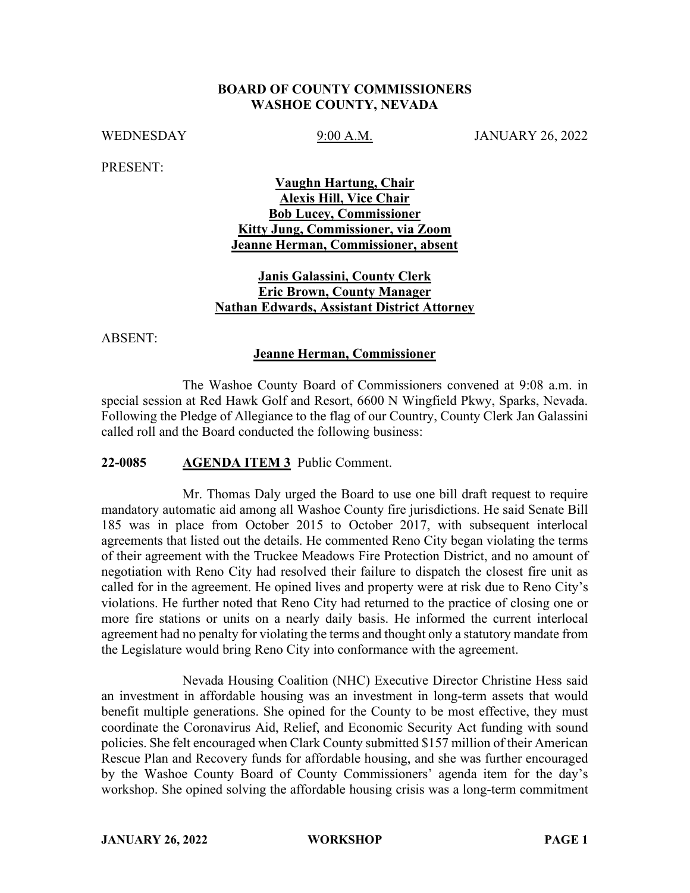**BOARD OF COUNTY COMMISSIONERS**
**WASHOE COUNTY, NEVADA**

WEDNESDAY 9:00 A.M. JANUARY 26, 2022

PRESENT:

**Vaughn Hartung, Chair**
**Alexis Hill, Vice Chair**
**Bob Lucey, Commissioner**
**Kitty Jung, Commissioner, via Zoom**
**Jeanne Herman, Commissioner, absent**

**Janis Galassini, County Clerk**
**Eric Brown, County Manager**
**Nathan Edwards, Assistant District Attorney**

ABSENT:

**Jeanne Herman, Commissioner**

The Washoe County Board of Commissioners convened at 9:08 a.m. in special session at Red Hawk Golf and Resort, 6600 N Wingfield Pkwy, Sparks, Nevada. Following the Pledge of Allegiance to the flag of our Country, County Clerk Jan Galassini called roll and the Board conducted the following business:

**22-0085 AGENDA ITEM 3** Public Comment.

Mr. Thomas Daly urged the Board to use one bill draft request to require mandatory automatic aid among all Washoe County fire jurisdictions. He said Senate Bill 185 was in place from October 2015 to October 2017, with subsequent interlocal agreements that listed out the details. He commented Reno City began violating the terms of their agreement with the Truckee Meadows Fire Protection District, and no amount of negotiation with Reno City had resolved their failure to dispatch the closest fire unit as called for in the agreement. He opined lives and property were at risk due to Reno City's violations. He further noted that Reno City had returned to the practice of closing one or more fire stations or units on a nearly daily basis. He informed the current interlocal agreement had no penalty for violating the terms and thought only a statutory mandate from the Legislature would bring Reno City into conformance with the agreement.

Nevada Housing Coalition (NHC) Executive Director Christine Hess said an investment in affordable housing was an investment in long-term assets that would benefit multiple generations. She opined for the County to be most effective, they must coordinate the Coronavirus Aid, Relief, and Economic Security Act funding with sound policies. She felt encouraged when Clark County submitted $157 million of their American Rescue Plan and Recovery funds for affordable housing, and she was further encouraged by the Washoe County Board of County Commissioners' agenda item for the day's workshop. She opined solving the affordable housing crisis was a long-term commitment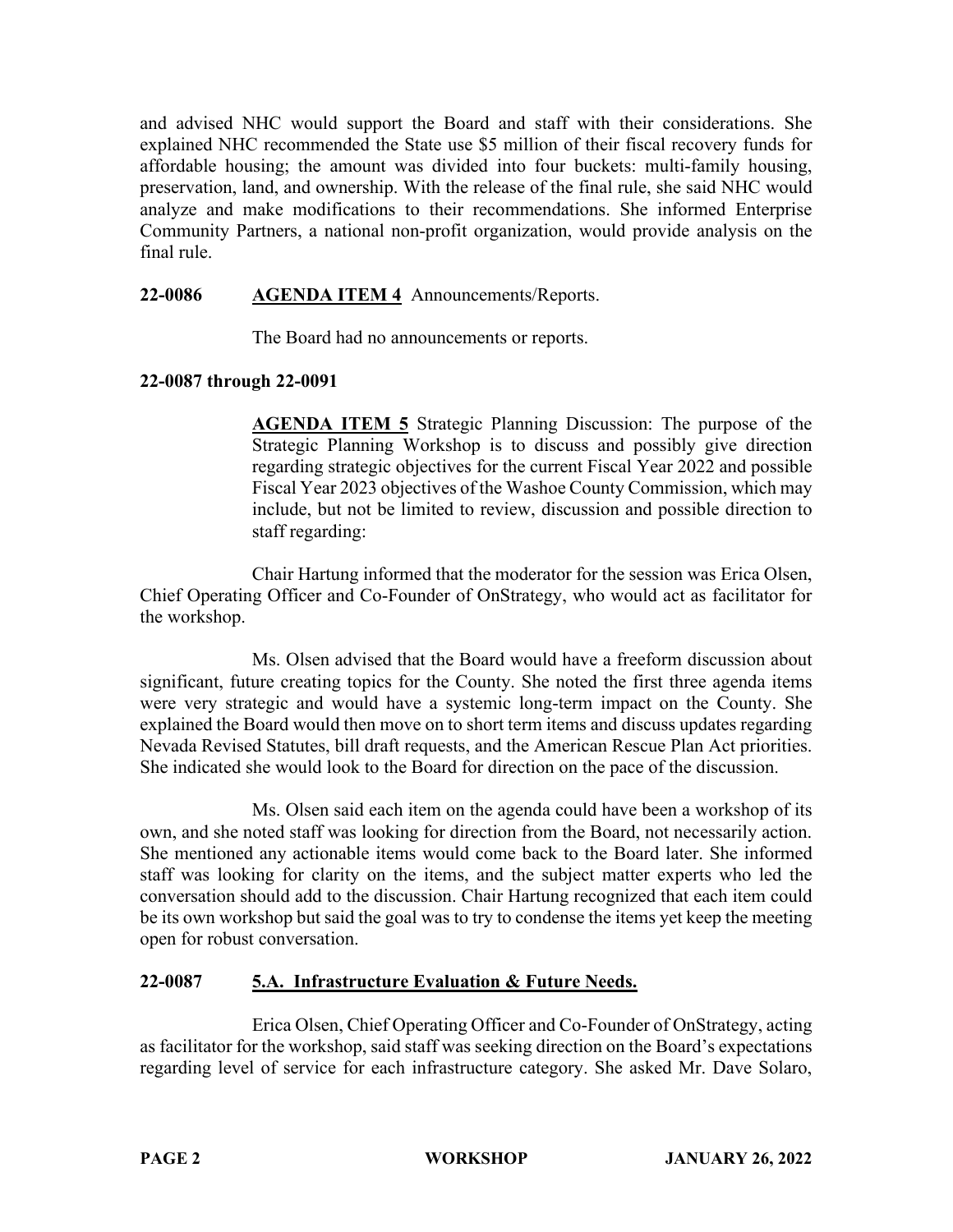and advised NHC would support the Board and staff with their considerations. She explained NHC recommended the State use $5 million of their fiscal recovery funds for affordable housing; the amount was divided into four buckets: multi-family housing, preservation, land, and ownership. With the release of the final rule, she said NHC would analyze and make modifications to their recommendations. She informed Enterprise Community Partners, a national non-profit organization, would provide analysis on the final rule.

**22-0086 AGENDA ITEM 4** Announcements/Reports.

The Board had no announcements or reports.

**22-0087 through 22-0091**

**AGENDA ITEM 5** Strategic Planning Discussion: The purpose of the Strategic Planning Workshop is to discuss and possibly give direction regarding strategic objectives for the current Fiscal Year 2022 and possible Fiscal Year 2023 objectives of the Washoe County Commission, which may include, but not be limited to review, discussion and possible direction to staff regarding:

Chair Hartung informed that the moderator for the session was Erica Olsen, Chief Operating Officer and Co-Founder of OnStrategy, who would act as facilitator for the workshop.

Ms. Olsen advised that the Board would have a freeform discussion about significant, future creating topics for the County. She noted the first three agenda items were very strategic and would have a systemic long-term impact on the County. She explained the Board would then move on to short term items and discuss updates regarding Nevada Revised Statutes, bill draft requests, and the American Rescue Plan Act priorities. She indicated she would look to the Board for direction on the pace of the discussion.

Ms. Olsen said each item on the agenda could have been a workshop of its own, and she noted staff was looking for direction from the Board, not necessarily action. She mentioned any actionable items would come back to the Board later. She informed staff was looking for clarity on the items, and the subject matter experts who led the conversation should add to the discussion. Chair Hartung recognized that each item could be its own workshop but said the goal was to try to condense the items yet keep the meeting open for robust conversation.

**22-0087 5.A. Infrastructure Evaluation & Future Needs.**

Erica Olsen, Chief Operating Officer and Co-Founder of OnStrategy, acting as facilitator for the workshop, said staff was seeking direction on the Board's expectations regarding level of service for each infrastructure category. She asked Mr. Dave Solaro,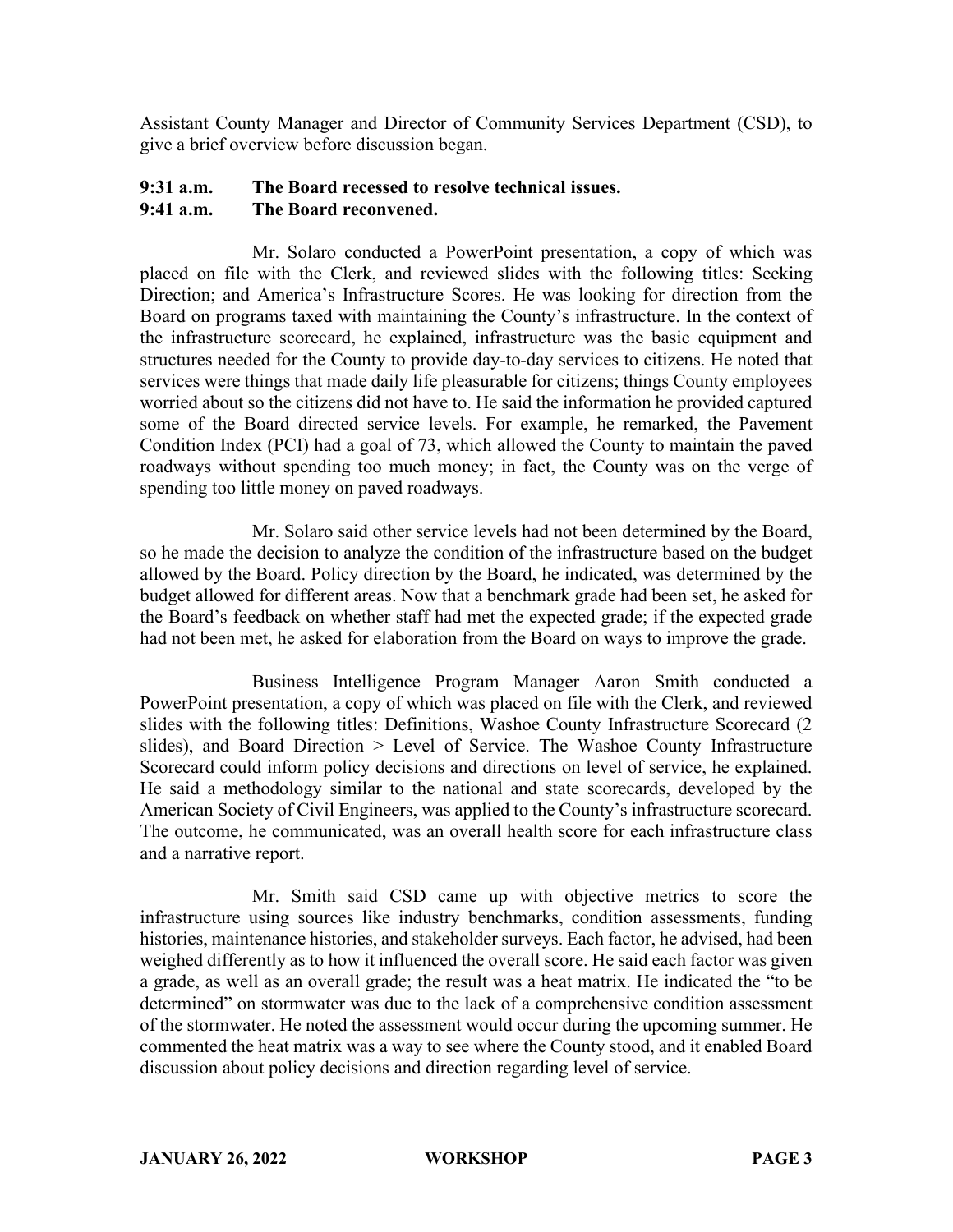Assistant County Manager and Director of Community Services Department (CSD), to give a brief overview before discussion began.

**9:31 a.m. The Board recessed to resolve technical issues.**
**9:41 a.m. The Board reconvened.**

Mr. Solaro conducted a PowerPoint presentation, a copy of which was placed on file with the Clerk, and reviewed slides with the following titles: Seeking Direction; and America's Infrastructure Scores. He was looking for direction from the Board on programs taxed with maintaining the County's infrastructure. In the context of the infrastructure scorecard, he explained, infrastructure was the basic equipment and structures needed for the County to provide day-to-day services to citizens. He noted that services were things that made daily life pleasurable for citizens; things County employees worried about so the citizens did not have to. He said the information he provided captured some of the Board directed service levels. For example, he remarked, the Pavement Condition Index (PCI) had a goal of 73, which allowed the County to maintain the paved roadways without spending too much money; in fact, the County was on the verge of spending too little money on paved roadways.

Mr. Solaro said other service levels had not been determined by the Board, so he made the decision to analyze the condition of the infrastructure based on the budget allowed by the Board. Policy direction by the Board, he indicated, was determined by the budget allowed for different areas. Now that a benchmark grade had been set, he asked for the Board's feedback on whether staff had met the expected grade; if the expected grade had not been met, he asked for elaboration from the Board on ways to improve the grade.

Business Intelligence Program Manager Aaron Smith conducted a PowerPoint presentation, a copy of which was placed on file with the Clerk, and reviewed slides with the following titles: Definitions, Washoe County Infrastructure Scorecard (2 slides), and Board Direction > Level of Service. The Washoe County Infrastructure Scorecard could inform policy decisions and directions on level of service, he explained. He said a methodology similar to the national and state scorecards, developed by the American Society of Civil Engineers, was applied to the County's infrastructure scorecard. The outcome, he communicated, was an overall health score for each infrastructure class and a narrative report.

Mr. Smith said CSD came up with objective metrics to score the infrastructure using sources like industry benchmarks, condition assessments, funding histories, maintenance histories, and stakeholder surveys. Each factor, he advised, had been weighed differently as to how it influenced the overall score. He said each factor was given a grade, as well as an overall grade; the result was a heat matrix. He indicated the "to be determined" on stormwater was due to the lack of a comprehensive condition assessment of the stormwater. He noted the assessment would occur during the upcoming summer. He commented the heat matrix was a way to see where the County stood, and it enabled Board discussion about policy decisions and direction regarding level of service.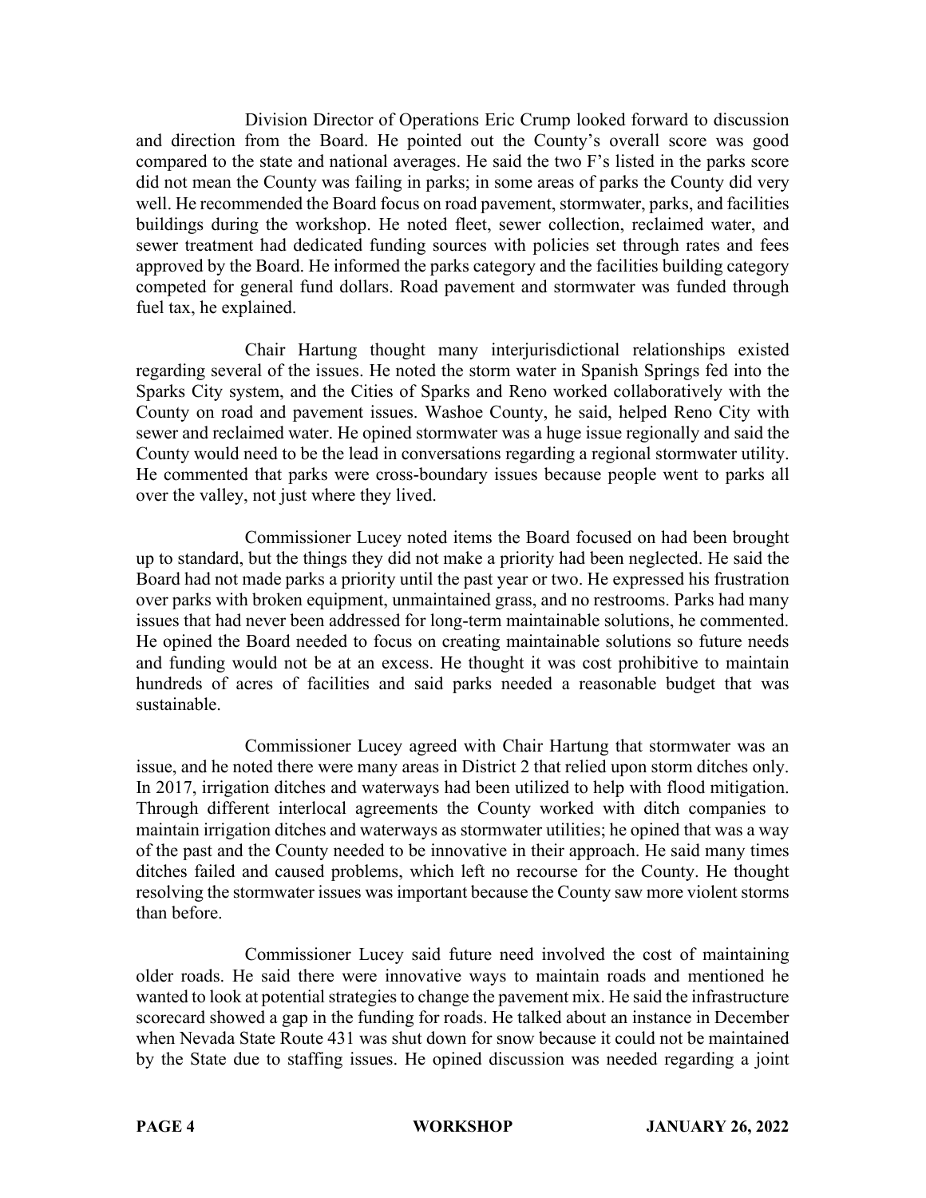Division Director of Operations Eric Crump looked forward to discussion and direction from the Board. He pointed out the County's overall score was good compared to the state and national averages. He said the two F's listed in the parks score did not mean the County was failing in parks; in some areas of parks the County did very well. He recommended the Board focus on road pavement, stormwater, parks, and facilities buildings during the workshop. He noted fleet, sewer collection, reclaimed water, and sewer treatment had dedicated funding sources with policies set through rates and fees approved by the Board. He informed the parks category and the facilities building category competed for general fund dollars. Road pavement and stormwater was funded through fuel tax, he explained.

Chair Hartung thought many interjurisdictional relationships existed regarding several of the issues. He noted the storm water in Spanish Springs fed into the Sparks City system, and the Cities of Sparks and Reno worked collaboratively with the County on road and pavement issues. Washoe County, he said, helped Reno City with sewer and reclaimed water. He opined stormwater was a huge issue regionally and said the County would need to be the lead in conversations regarding a regional stormwater utility. He commented that parks were cross-boundary issues because people went to parks all over the valley, not just where they lived.

Commissioner Lucey noted items the Board focused on had been brought up to standard, but the things they did not make a priority had been neglected. He said the Board had not made parks a priority until the past year or two. He expressed his frustration over parks with broken equipment, unmaintained grass, and no restrooms. Parks had many issues that had never been addressed for long-term maintainable solutions, he commented. He opined the Board needed to focus on creating maintainable solutions so future needs and funding would not be at an excess. He thought it was cost prohibitive to maintain hundreds of acres of facilities and said parks needed a reasonable budget that was sustainable.

Commissioner Lucey agreed with Chair Hartung that stormwater was an issue, and he noted there were many areas in District 2 that relied upon storm ditches only. In 2017, irrigation ditches and waterways had been utilized to help with flood mitigation. Through different interlocal agreements the County worked with ditch companies to maintain irrigation ditches and waterways as stormwater utilities; he opined that was a way of the past and the County needed to be innovative in their approach. He said many times ditches failed and caused problems, which left no recourse for the County. He thought resolving the stormwater issues was important because the County saw more violent storms than before.

Commissioner Lucey said future need involved the cost of maintaining older roads. He said there were innovative ways to maintain roads and mentioned he wanted to look at potential strategies to change the pavement mix. He said the infrastructure scorecard showed a gap in the funding for roads. He talked about an instance in December when Nevada State Route 431 was shut down for snow because it could not be maintained by the State due to staffing issues. He opined discussion was needed regarding a joint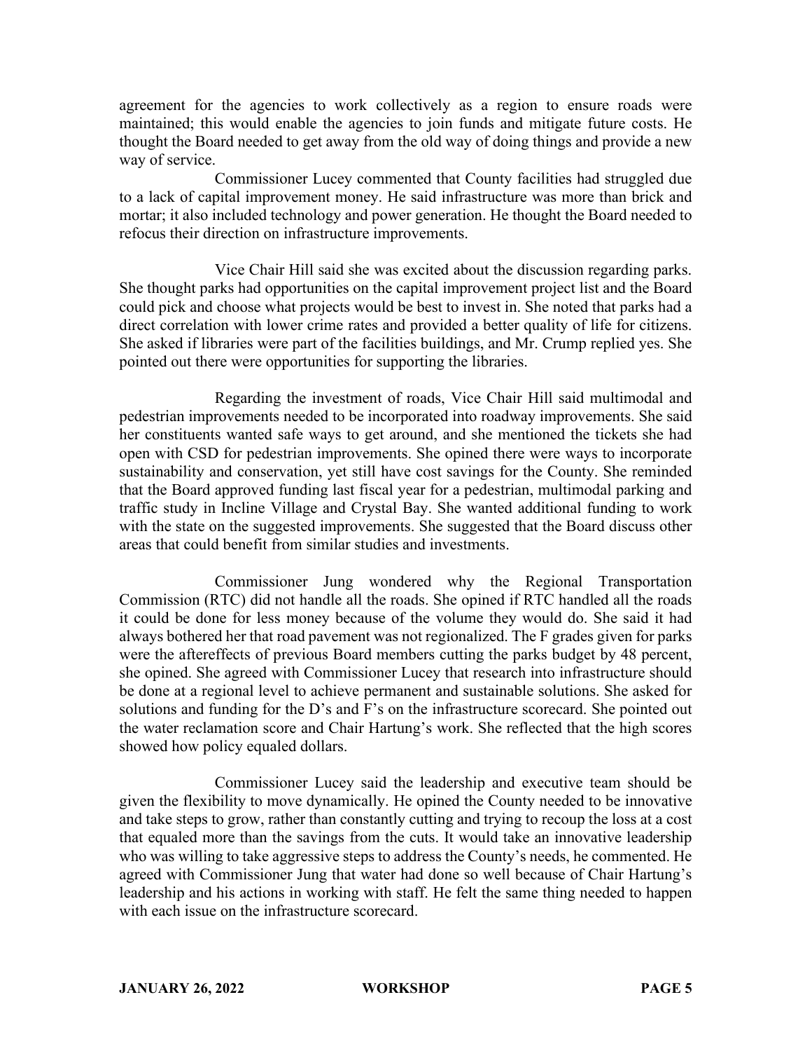agreement for the agencies to work collectively as a region to ensure roads were maintained; this would enable the agencies to join funds and mitigate future costs. He thought the Board needed to get away from the old way of doing things and provide a new way of service.

Commissioner Lucey commented that County facilities had struggled due to a lack of capital improvement money. He said infrastructure was more than brick and mortar; it also included technology and power generation. He thought the Board needed to refocus their direction on infrastructure improvements.

Vice Chair Hill said she was excited about the discussion regarding parks. She thought parks had opportunities on the capital improvement project list and the Board could pick and choose what projects would be best to invest in. She noted that parks had a direct correlation with lower crime rates and provided a better quality of life for citizens. She asked if libraries were part of the facilities buildings, and Mr. Crump replied yes. She pointed out there were opportunities for supporting the libraries.

Regarding the investment of roads, Vice Chair Hill said multimodal and pedestrian improvements needed to be incorporated into roadway improvements. She said her constituents wanted safe ways to get around, and she mentioned the tickets she had open with CSD for pedestrian improvements. She opined there were ways to incorporate sustainability and conservation, yet still have cost savings for the County. She reminded that the Board approved funding last fiscal year for a pedestrian, multimodal parking and traffic study in Incline Village and Crystal Bay. She wanted additional funding to work with the state on the suggested improvements. She suggested that the Board discuss other areas that could benefit from similar studies and investments.

Commissioner Jung wondered why the Regional Transportation Commission (RTC) did not handle all the roads. She opined if RTC handled all the roads it could be done for less money because of the volume they would do. She said it had always bothered her that road pavement was not regionalized. The F grades given for parks were the aftereffects of previous Board members cutting the parks budget by 48 percent, she opined. She agreed with Commissioner Lucey that research into infrastructure should be done at a regional level to achieve permanent and sustainable solutions. She asked for solutions and funding for the D's and F's on the infrastructure scorecard. She pointed out the water reclamation score and Chair Hartung's work. She reflected that the high scores showed how policy equaled dollars.

Commissioner Lucey said the leadership and executive team should be given the flexibility to move dynamically. He opined the County needed to be innovative and take steps to grow, rather than constantly cutting and trying to recoup the loss at a cost that equaled more than the savings from the cuts. It would take an innovative leadership who was willing to take aggressive steps to address the County's needs, he commented. He agreed with Commissioner Jung that water had done so well because of Chair Hartung's leadership and his actions in working with staff. He felt the same thing needed to happen with each issue on the infrastructure scorecard.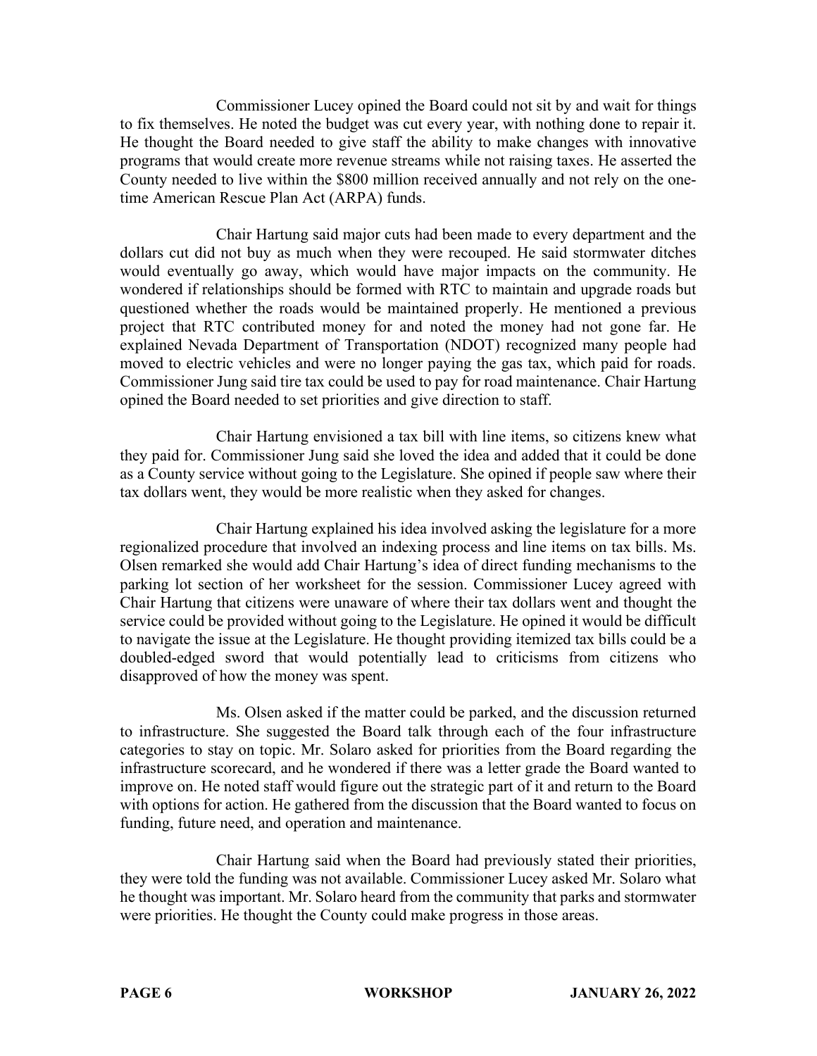Commissioner Lucey opined the Board could not sit by and wait for things to fix themselves. He noted the budget was cut every year, with nothing done to repair it. He thought the Board needed to give staff the ability to make changes with innovative programs that would create more revenue streams while not raising taxes. He asserted the County needed to live within the $800 million received annually and not rely on the one-time American Rescue Plan Act (ARPA) funds.

Chair Hartung said major cuts had been made to every department and the dollars cut did not buy as much when they were recouped. He said stormwater ditches would eventually go away, which would have major impacts on the community. He wondered if relationships should be formed with RTC to maintain and upgrade roads but questioned whether the roads would be maintained properly. He mentioned a previous project that RTC contributed money for and noted the money had not gone far. He explained Nevada Department of Transportation (NDOT) recognized many people had moved to electric vehicles and were no longer paying the gas tax, which paid for roads. Commissioner Jung said tire tax could be used to pay for road maintenance. Chair Hartung opined the Board needed to set priorities and give direction to staff.

Chair Hartung envisioned a tax bill with line items, so citizens knew what they paid for. Commissioner Jung said she loved the idea and added that it could be done as a County service without going to the Legislature. She opined if people saw where their tax dollars went, they would be more realistic when they asked for changes.

Chair Hartung explained his idea involved asking the legislature for a more regionalized procedure that involved an indexing process and line items on tax bills. Ms. Olsen remarked she would add Chair Hartung's idea of direct funding mechanisms to the parking lot section of her worksheet for the session. Commissioner Lucey agreed with Chair Hartung that citizens were unaware of where their tax dollars went and thought the service could be provided without going to the Legislature. He opined it would be difficult to navigate the issue at the Legislature. He thought providing itemized tax bills could be a doubled-edged sword that would potentially lead to criticisms from citizens who disapproved of how the money was spent.

Ms. Olsen asked if the matter could be parked, and the discussion returned to infrastructure. She suggested the Board talk through each of the four infrastructure categories to stay on topic. Mr. Solaro asked for priorities from the Board regarding the infrastructure scorecard, and he wondered if there was a letter grade the Board wanted to improve on. He noted staff would figure out the strategic part of it and return to the Board with options for action. He gathered from the discussion that the Board wanted to focus on funding, future need, and operation and maintenance.

Chair Hartung said when the Board had previously stated their priorities, they were told the funding was not available. Commissioner Lucey asked Mr. Solaro what he thought was important. Mr. Solaro heard from the community that parks and stormwater were priorities. He thought the County could make progress in those areas.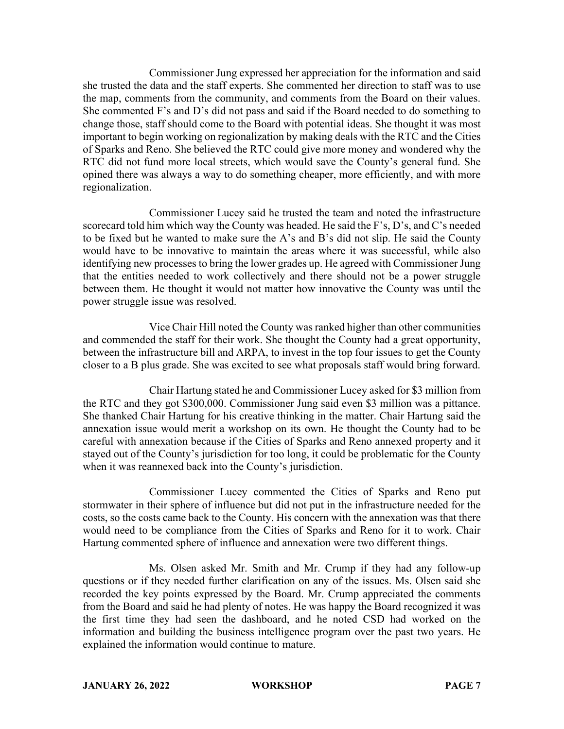Commissioner Jung expressed her appreciation for the information and said she trusted the data and the staff experts. She commented her direction to staff was to use the map, comments from the community, and comments from the Board on their values. She commented F's and D's did not pass and said if the Board needed to do something to change those, staff should come to the Board with potential ideas. She thought it was most important to begin working on regionalization by making deals with the RTC and the Cities of Sparks and Reno. She believed the RTC could give more money and wondered why the RTC did not fund more local streets, which would save the County's general fund. She opined there was always a way to do something cheaper, more efficiently, and with more regionalization.

Commissioner Lucey said he trusted the team and noted the infrastructure scorecard told him which way the County was headed. He said the F's, D's, and C's needed to be fixed but he wanted to make sure the A's and B's did not slip. He said the County would have to be innovative to maintain the areas where it was successful, while also identifying new processes to bring the lower grades up. He agreed with Commissioner Jung that the entities needed to work collectively and there should not be a power struggle between them. He thought it would not matter how innovative the County was until the power struggle issue was resolved.

Vice Chair Hill noted the County was ranked higher than other communities and commended the staff for their work. She thought the County had a great opportunity, between the infrastructure bill and ARPA, to invest in the top four issues to get the County closer to a B plus grade. She was excited to see what proposals staff would bring forward.

Chair Hartung stated he and Commissioner Lucey asked for $3 million from the RTC and they got $300,000. Commissioner Jung said even $3 million was a pittance. She thanked Chair Hartung for his creative thinking in the matter. Chair Hartung said the annexation issue would merit a workshop on its own. He thought the County had to be careful with annexation because if the Cities of Sparks and Reno annexed property and it stayed out of the County's jurisdiction for too long, it could be problematic for the County when it was reannexed back into the County's jurisdiction.

Commissioner Lucey commented the Cities of Sparks and Reno put stormwater in their sphere of influence but did not put in the infrastructure needed for the costs, so the costs came back to the County. His concern with the annexation was that there would need to be compliance from the Cities of Sparks and Reno for it to work. Chair Hartung commented sphere of influence and annexation were two different things.

Ms. Olsen asked Mr. Smith and Mr. Crump if they had any follow-up questions or if they needed further clarification on any of the issues. Ms. Olsen said she recorded the key points expressed by the Board. Mr. Crump appreciated the comments from the Board and said he had plenty of notes. He was happy the Board recognized it was the first time they had seen the dashboard, and he noted CSD had worked on the information and building the business intelligence program over the past two years. He explained the information would continue to mature.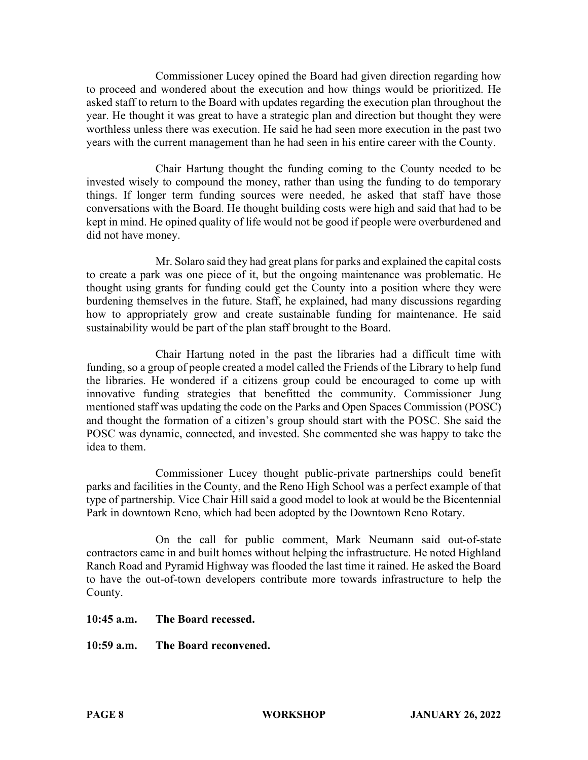Commissioner Lucey opined the Board had given direction regarding how to proceed and wondered about the execution and how things would be prioritized. He asked staff to return to the Board with updates regarding the execution plan throughout the year. He thought it was great to have a strategic plan and direction but thought they were worthless unless there was execution. He said he had seen more execution in the past two years with the current management than he had seen in his entire career with the County.

Chair Hartung thought the funding coming to the County needed to be invested wisely to compound the money, rather than using the funding to do temporary things. If longer term funding sources were needed, he asked that staff have those conversations with the Board. He thought building costs were high and said that had to be kept in mind. He opined quality of life would not be good if people were overburdened and did not have money.

Mr. Solaro said they had great plans for parks and explained the capital costs to create a park was one piece of it, but the ongoing maintenance was problematic. He thought using grants for funding could get the County into a position where they were burdening themselves in the future. Staff, he explained, had many discussions regarding how to appropriately grow and create sustainable funding for maintenance. He said sustainability would be part of the plan staff brought to the Board.

Chair Hartung noted in the past the libraries had a difficult time with funding, so a group of people created a model called the Friends of the Library to help fund the libraries. He wondered if a citizens group could be encouraged to come up with innovative funding strategies that benefitted the community. Commissioner Jung mentioned staff was updating the code on the Parks and Open Spaces Commission (POSC) and thought the formation of a citizen's group should start with the POSC. She said the POSC was dynamic, connected, and invested. She commented she was happy to take the idea to them.

Commissioner Lucey thought public-private partnerships could benefit parks and facilities in the County, and the Reno High School was a perfect example of that type of partnership. Vice Chair Hill said a good model to look at would be the Bicentennial Park in downtown Reno, which had been adopted by the Downtown Reno Rotary.

On the call for public comment, Mark Neumann said out-of-state contractors came in and built homes without helping the infrastructure. He noted Highland Ranch Road and Pyramid Highway was flooded the last time it rained. He asked the Board to have the out-of-town developers contribute more towards infrastructure to help the County.

**10:45 a.m. The Board recessed.**

**10:59 a.m. The Board reconvened.**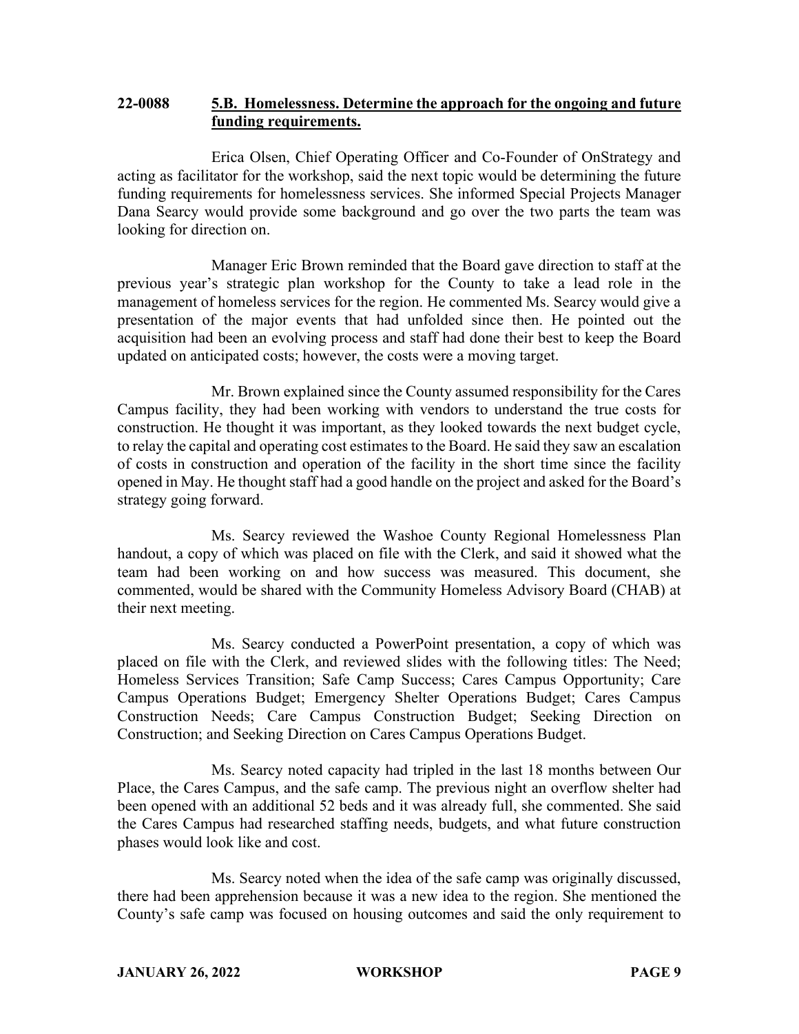**22-0088 5.B. Homelessness. Determine the approach for the ongoing and future funding requirements.**

Erica Olsen, Chief Operating Officer and Co-Founder of OnStrategy and acting as facilitator for the workshop, said the next topic would be determining the future funding requirements for homelessness services. She informed Special Projects Manager Dana Searcy would provide some background and go over the two parts the team was looking for direction on.

Manager Eric Brown reminded that the Board gave direction to staff at the previous year's strategic plan workshop for the County to take a lead role in the management of homeless services for the region. He commented Ms. Searcy would give a presentation of the major events that had unfolded since then. He pointed out the acquisition had been an evolving process and staff had done their best to keep the Board updated on anticipated costs; however, the costs were a moving target.

Mr. Brown explained since the County assumed responsibility for the Cares Campus facility, they had been working with vendors to understand the true costs for construction. He thought it was important, as they looked towards the next budget cycle, to relay the capital and operating cost estimates to the Board. He said they saw an escalation of costs in construction and operation of the facility in the short time since the facility opened in May. He thought staff had a good handle on the project and asked for the Board's strategy going forward.

Ms. Searcy reviewed the Washoe County Regional Homelessness Plan handout, a copy of which was placed on file with the Clerk, and said it showed what the team had been working on and how success was measured. This document, she commented, would be shared with the Community Homeless Advisory Board (CHAB) at their next meeting.

Ms. Searcy conducted a PowerPoint presentation, a copy of which was placed on file with the Clerk, and reviewed slides with the following titles: The Need; Homeless Services Transition; Safe Camp Success; Cares Campus Opportunity; Care Campus Operations Budget; Emergency Shelter Operations Budget; Cares Campus Construction Needs; Care Campus Construction Budget; Seeking Direction on Construction; and Seeking Direction on Cares Campus Operations Budget.

Ms. Searcy noted capacity had tripled in the last 18 months between Our Place, the Cares Campus, and the safe camp. The previous night an overflow shelter had been opened with an additional 52 beds and it was already full, she commented. She said the Cares Campus had researched staffing needs, budgets, and what future construction phases would look like and cost.

Ms. Searcy noted when the idea of the safe camp was originally discussed, there had been apprehension because it was a new idea to the region. She mentioned the County's safe camp was focused on housing outcomes and said the only requirement to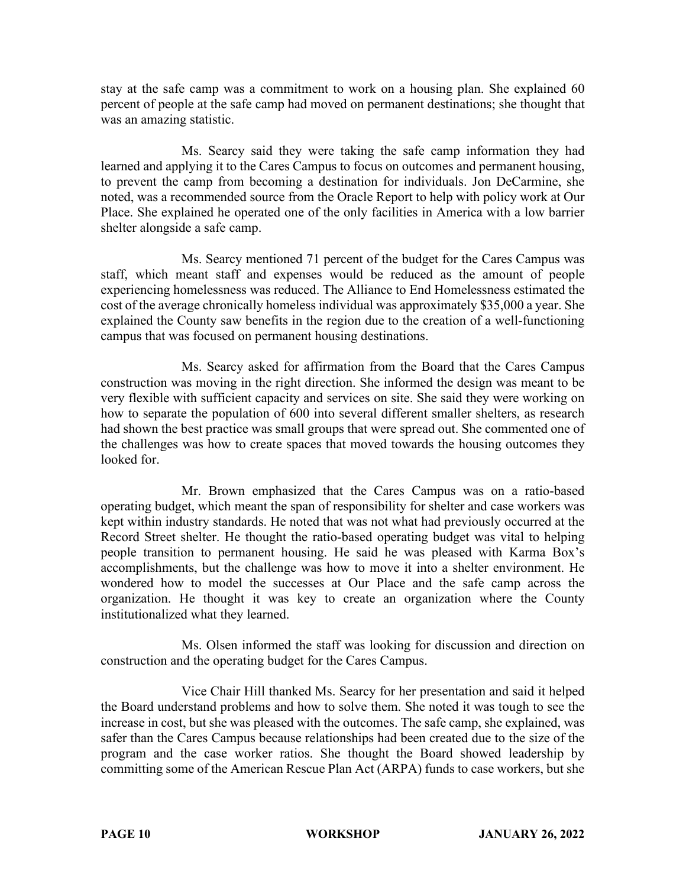stay at the safe camp was a commitment to work on a housing plan. She explained 60 percent of people at the safe camp had moved on permanent destinations; she thought that was an amazing statistic.

Ms. Searcy said they were taking the safe camp information they had learned and applying it to the Cares Campus to focus on outcomes and permanent housing, to prevent the camp from becoming a destination for individuals. Jon DeCarmine, she noted, was a recommended source from the Oracle Report to help with policy work at Our Place. She explained he operated one of the only facilities in America with a low barrier shelter alongside a safe camp.

Ms. Searcy mentioned 71 percent of the budget for the Cares Campus was staff, which meant staff and expenses would be reduced as the amount of people experiencing homelessness was reduced. The Alliance to End Homelessness estimated the cost of the average chronically homeless individual was approximately $35,000 a year. She explained the County saw benefits in the region due to the creation of a well-functioning campus that was focused on permanent housing destinations.

Ms. Searcy asked for affirmation from the Board that the Cares Campus construction was moving in the right direction. She informed the design was meant to be very flexible with sufficient capacity and services on site. She said they were working on how to separate the population of 600 into several different smaller shelters, as research had shown the best practice was small groups that were spread out. She commented one of the challenges was how to create spaces that moved towards the housing outcomes they looked for.

Mr. Brown emphasized that the Cares Campus was on a ratio-based operating budget, which meant the span of responsibility for shelter and case workers was kept within industry standards. He noted that was not what had previously occurred at the Record Street shelter. He thought the ratio-based operating budget was vital to helping people transition to permanent housing. He said he was pleased with Karma Box's accomplishments, but the challenge was how to move it into a shelter environment. He wondered how to model the successes at Our Place and the safe camp across the organization. He thought it was key to create an organization where the County institutionalized what they learned.

Ms. Olsen informed the staff was looking for discussion and direction on construction and the operating budget for the Cares Campus.

Vice Chair Hill thanked Ms. Searcy for her presentation and said it helped the Board understand problems and how to solve them. She noted it was tough to see the increase in cost, but she was pleased with the outcomes. The safe camp, she explained, was safer than the Cares Campus because relationships had been created due to the size of the program and the case worker ratios. She thought the Board showed leadership by committing some of the American Rescue Plan Act (ARPA) funds to case workers, but she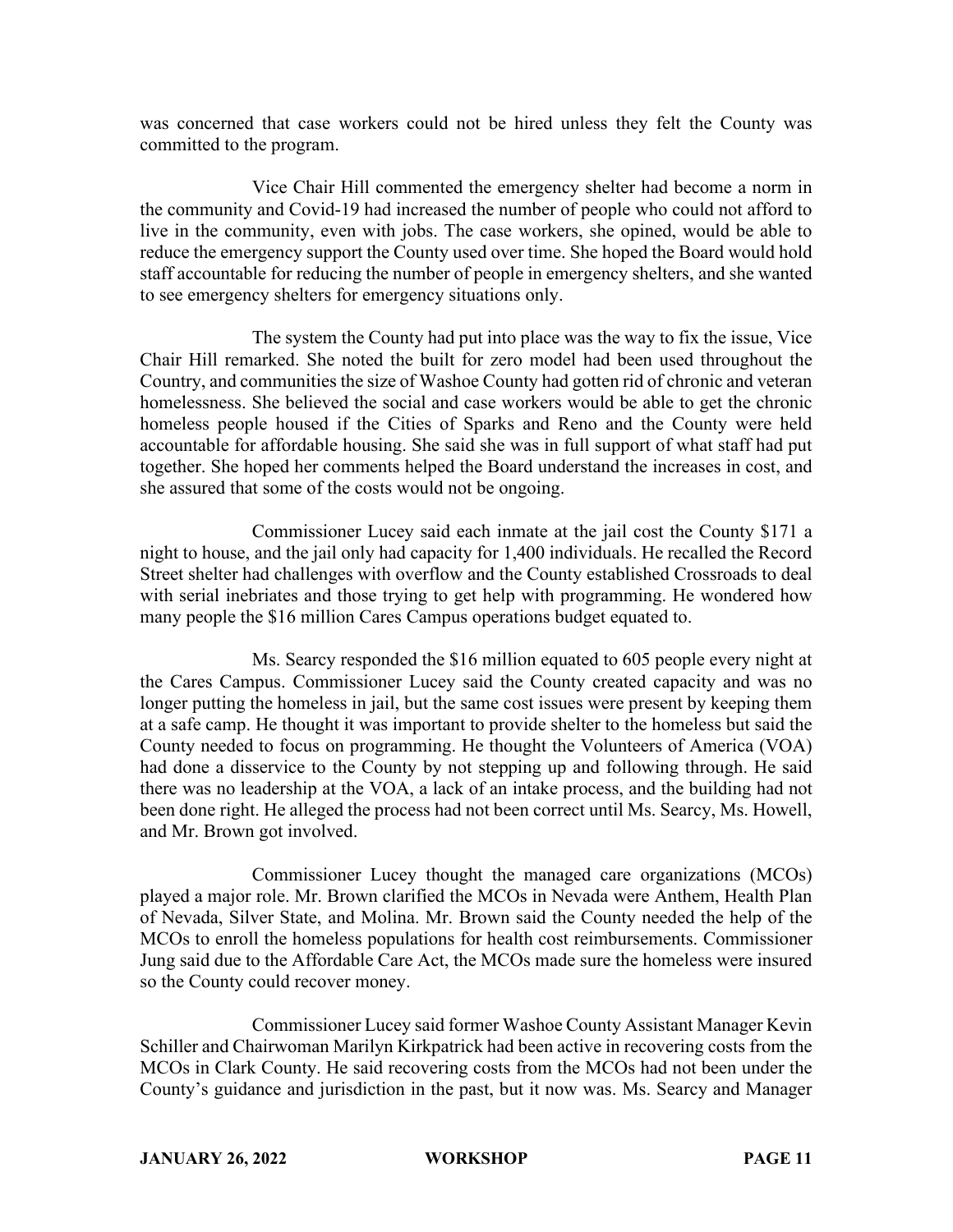was concerned that case workers could not be hired unless they felt the County was committed to the program.

Vice Chair Hill commented the emergency shelter had become a norm in the community and Covid-19 had increased the number of people who could not afford to live in the community, even with jobs. The case workers, she opined, would be able to reduce the emergency support the County used over time. She hoped the Board would hold staff accountable for reducing the number of people in emergency shelters, and she wanted to see emergency shelters for emergency situations only.

The system the County had put into place was the way to fix the issue, Vice Chair Hill remarked. She noted the built for zero model had been used throughout the Country, and communities the size of Washoe County had gotten rid of chronic and veteran homelessness. She believed the social and case workers would be able to get the chronic homeless people housed if the Cities of Sparks and Reno and the County were held accountable for affordable housing. She said she was in full support of what staff had put together. She hoped her comments helped the Board understand the increases in cost, and she assured that some of the costs would not be ongoing.

Commissioner Lucey said each inmate at the jail cost the County $171 a night to house, and the jail only had capacity for 1,400 individuals. He recalled the Record Street shelter had challenges with overflow and the County established Crossroads to deal with serial inebriates and those trying to get help with programming. He wondered how many people the $16 million Cares Campus operations budget equated to.

Ms. Searcy responded the $16 million equated to 605 people every night at the Cares Campus. Commissioner Lucey said the County created capacity and was no longer putting the homeless in jail, but the same cost issues were present by keeping them at a safe camp. He thought it was important to provide shelter to the homeless but said the County needed to focus on programming. He thought the Volunteers of America (VOA) had done a disservice to the County by not stepping up and following through. He said there was no leadership at the VOA, a lack of an intake process, and the building had not been done right. He alleged the process had not been correct until Ms. Searcy, Ms. Howell, and Mr. Brown got involved.

Commissioner Lucey thought the managed care organizations (MCOs) played a major role. Mr. Brown clarified the MCOs in Nevada were Anthem, Health Plan of Nevada, Silver State, and Molina. Mr. Brown said the County needed the help of the MCOs to enroll the homeless populations for health cost reimbursements. Commissioner Jung said due to the Affordable Care Act, the MCOs made sure the homeless were insured so the County could recover money.

Commissioner Lucey said former Washoe County Assistant Manager Kevin Schiller and Chairwoman Marilyn Kirkpatrick had been active in recovering costs from the MCOs in Clark County. He said recovering costs from the MCOs had not been under the County's guidance and jurisdiction in the past, but it now was. Ms. Searcy and Manager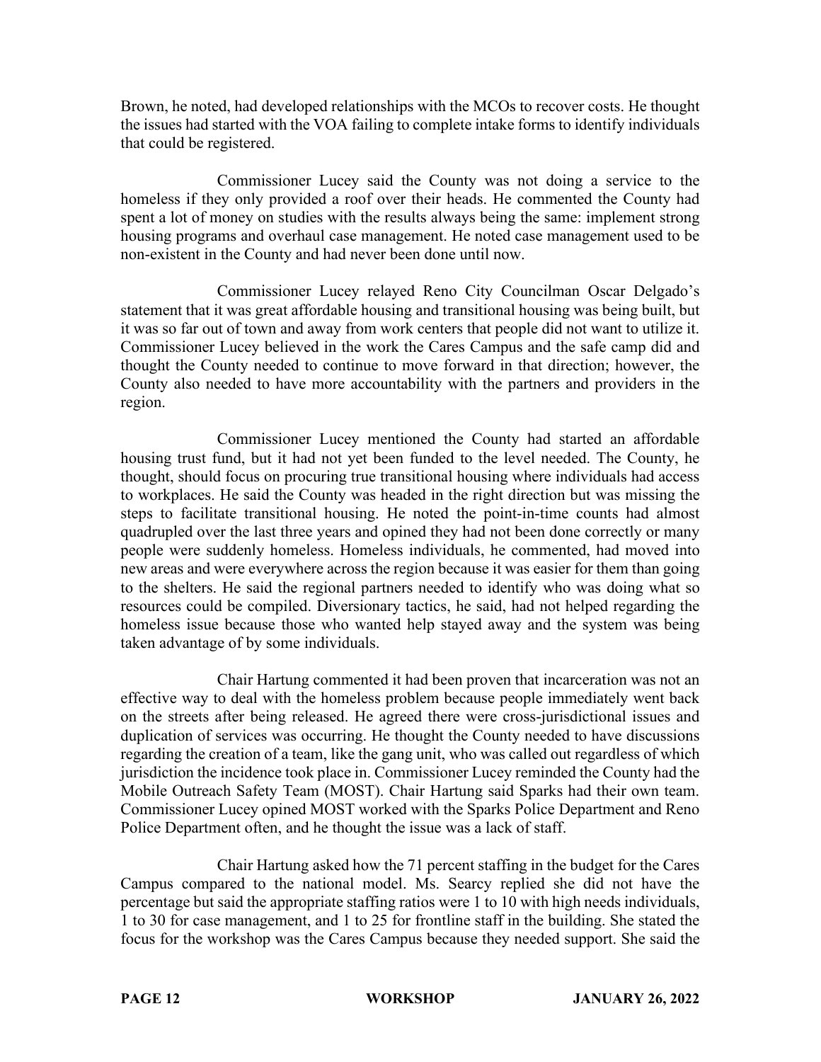Brown, he noted, had developed relationships with the MCOs to recover costs. He thought the issues had started with the VOA failing to complete intake forms to identify individuals that could be registered.

Commissioner Lucey said the County was not doing a service to the homeless if they only provided a roof over their heads. He commented the County had spent a lot of money on studies with the results always being the same: implement strong housing programs and overhaul case management. He noted case management used to be non-existent in the County and had never been done until now.

Commissioner Lucey relayed Reno City Councilman Oscar Delgado's statement that it was great affordable housing and transitional housing was being built, but it was so far out of town and away from work centers that people did not want to utilize it. Commissioner Lucey believed in the work the Cares Campus and the safe camp did and thought the County needed to continue to move forward in that direction; however, the County also needed to have more accountability with the partners and providers in the region.

Commissioner Lucey mentioned the County had started an affordable housing trust fund, but it had not yet been funded to the level needed. The County, he thought, should focus on procuring true transitional housing where individuals had access to workplaces. He said the County was headed in the right direction but was missing the steps to facilitate transitional housing. He noted the point-in-time counts had almost quadrupled over the last three years and opined they had not been done correctly or many people were suddenly homeless. Homeless individuals, he commented, had moved into new areas and were everywhere across the region because it was easier for them than going to the shelters. He said the regional partners needed to identify who was doing what so resources could be compiled. Diversionary tactics, he said, had not helped regarding the homeless issue because those who wanted help stayed away and the system was being taken advantage of by some individuals.

Chair Hartung commented it had been proven that incarceration was not an effective way to deal with the homeless problem because people immediately went back on the streets after being released. He agreed there were cross-jurisdictional issues and duplication of services was occurring. He thought the County needed to have discussions regarding the creation of a team, like the gang unit, who was called out regardless of which jurisdiction the incidence took place in. Commissioner Lucey reminded the County had the Mobile Outreach Safety Team (MOST). Chair Hartung said Sparks had their own team. Commissioner Lucey opined MOST worked with the Sparks Police Department and Reno Police Department often, and he thought the issue was a lack of staff.

Chair Hartung asked how the 71 percent staffing in the budget for the Cares Campus compared to the national model. Ms. Searcy replied she did not have the percentage but said the appropriate staffing ratios were 1 to 10 with high needs individuals, 1 to 30 for case management, and 1 to 25 for frontline staff in the building. She stated the focus for the workshop was the Cares Campus because they needed support. She said the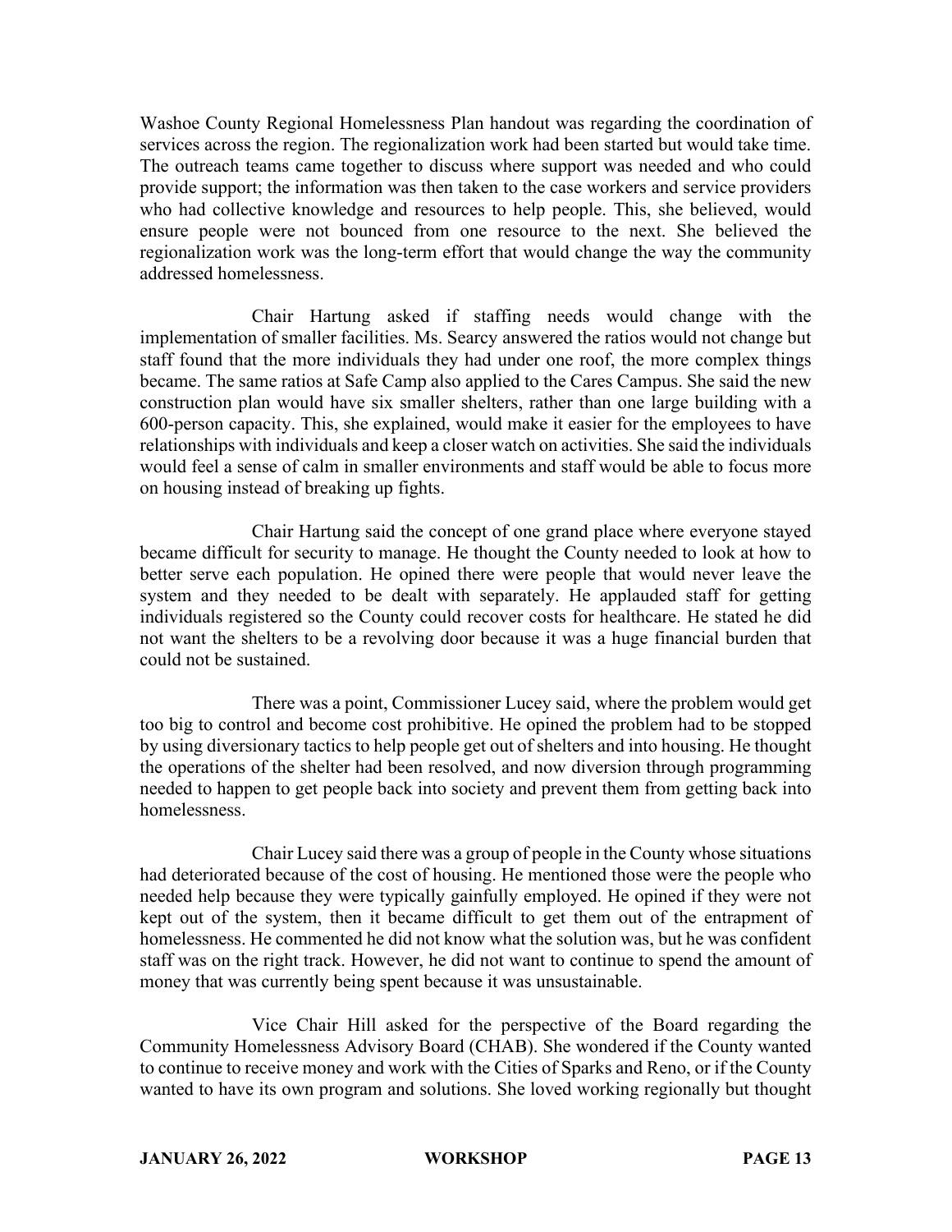Washoe County Regional Homelessness Plan handout was regarding the coordination of services across the region. The regionalization work had been started but would take time. The outreach teams came together to discuss where support was needed and who could provide support; the information was then taken to the case workers and service providers who had collective knowledge and resources to help people. This, she believed, would ensure people were not bounced from one resource to the next. She believed the regionalization work was the long-term effort that would change the way the community addressed homelessness.

Chair Hartung asked if staffing needs would change with the implementation of smaller facilities. Ms. Searcy answered the ratios would not change but staff found that the more individuals they had under one roof, the more complex things became. The same ratios at Safe Camp also applied to the Cares Campus. She said the new construction plan would have six smaller shelters, rather than one large building with a 600-person capacity. This, she explained, would make it easier for the employees to have relationships with individuals and keep a closer watch on activities. She said the individuals would feel a sense of calm in smaller environments and staff would be able to focus more on housing instead of breaking up fights.

Chair Hartung said the concept of one grand place where everyone stayed became difficult for security to manage. He thought the County needed to look at how to better serve each population. He opined there were people that would never leave the system and they needed to be dealt with separately. He applauded staff for getting individuals registered so the County could recover costs for healthcare. He stated he did not want the shelters to be a revolving door because it was a huge financial burden that could not be sustained.

There was a point, Commissioner Lucey said, where the problem would get too big to control and become cost prohibitive. He opined the problem had to be stopped by using diversionary tactics to help people get out of shelters and into housing. He thought the operations of the shelter had been resolved, and now diversion through programming needed to happen to get people back into society and prevent them from getting back into homelessness.

Chair Lucey said there was a group of people in the County whose situations had deteriorated because of the cost of housing. He mentioned those were the people who needed help because they were typically gainfully employed. He opined if they were not kept out of the system, then it became difficult to get them out of the entrapment of homelessness. He commented he did not know what the solution was, but he was confident staff was on the right track. However, he did not want to continue to spend the amount of money that was currently being spent because it was unsustainable.

Vice Chair Hill asked for the perspective of the Board regarding the Community Homelessness Advisory Board (CHAB). She wondered if the County wanted to continue to receive money and work with the Cities of Sparks and Reno, or if the County wanted to have its own program and solutions. She loved working regionally but thought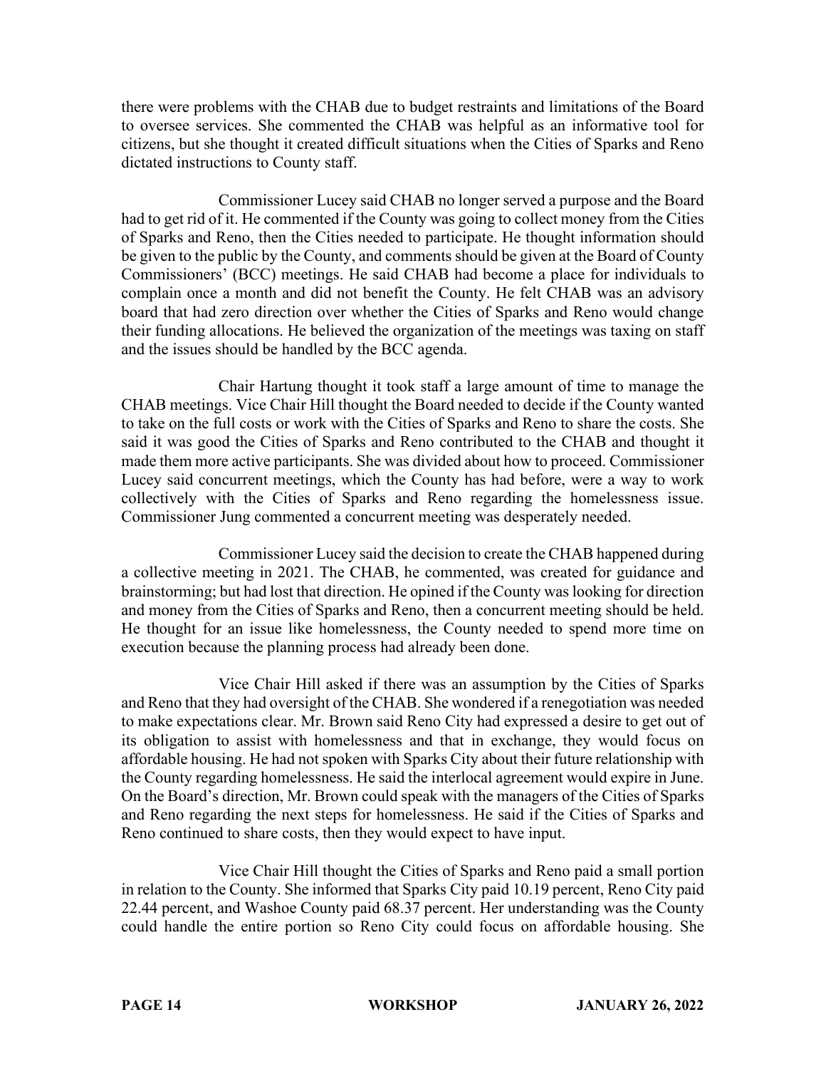there were problems with the CHAB due to budget restraints and limitations of the Board to oversee services. She commented the CHAB was helpful as an informative tool for citizens, but she thought it created difficult situations when the Cities of Sparks and Reno dictated instructions to County staff.

Commissioner Lucey said CHAB no longer served a purpose and the Board had to get rid of it. He commented if the County was going to collect money from the Cities of Sparks and Reno, then the Cities needed to participate. He thought information should be given to the public by the County, and comments should be given at the Board of County Commissioners' (BCC) meetings. He said CHAB had become a place for individuals to complain once a month and did not benefit the County. He felt CHAB was an advisory board that had zero direction over whether the Cities of Sparks and Reno would change their funding allocations. He believed the organization of the meetings was taxing on staff and the issues should be handled by the BCC agenda.

Chair Hartung thought it took staff a large amount of time to manage the CHAB meetings. Vice Chair Hill thought the Board needed to decide if the County wanted to take on the full costs or work with the Cities of Sparks and Reno to share the costs. She said it was good the Cities of Sparks and Reno contributed to the CHAB and thought it made them more active participants. She was divided about how to proceed. Commissioner Lucey said concurrent meetings, which the County has had before, were a way to work collectively with the Cities of Sparks and Reno regarding the homelessness issue. Commissioner Jung commented a concurrent meeting was desperately needed.

Commissioner Lucey said the decision to create the CHAB happened during a collective meeting in 2021. The CHAB, he commented, was created for guidance and brainstorming; but had lost that direction. He opined if the County was looking for direction and money from the Cities of Sparks and Reno, then a concurrent meeting should be held. He thought for an issue like homelessness, the County needed to spend more time on execution because the planning process had already been done.

Vice Chair Hill asked if there was an assumption by the Cities of Sparks and Reno that they had oversight of the CHAB. She wondered if a renegotiation was needed to make expectations clear. Mr. Brown said Reno City had expressed a desire to get out of its obligation to assist with homelessness and that in exchange, they would focus on affordable housing. He had not spoken with Sparks City about their future relationship with the County regarding homelessness. He said the interlocal agreement would expire in June. On the Board's direction, Mr. Brown could speak with the managers of the Cities of Sparks and Reno regarding the next steps for homelessness. He said if the Cities of Sparks and Reno continued to share costs, then they would expect to have input.

Vice Chair Hill thought the Cities of Sparks and Reno paid a small portion in relation to the County. She informed that Sparks City paid 10.19 percent, Reno City paid 22.44 percent, and Washoe County paid 68.37 percent. Her understanding was the County could handle the entire portion so Reno City could focus on affordable housing. She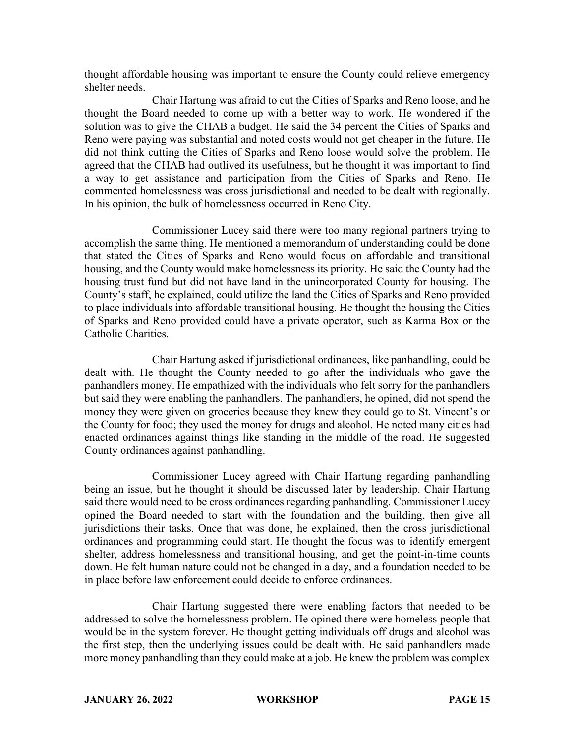thought affordable housing was important to ensure the County could relieve emergency shelter needs.

Chair Hartung was afraid to cut the Cities of Sparks and Reno loose, and he thought the Board needed to come up with a better way to work. He wondered if the solution was to give the CHAB a budget. He said the 34 percent the Cities of Sparks and Reno were paying was substantial and noted costs would not get cheaper in the future. He did not think cutting the Cities of Sparks and Reno loose would solve the problem. He agreed that the CHAB had outlived its usefulness, but he thought it was important to find a way to get assistance and participation from the Cities of Sparks and Reno. He commented homelessness was cross jurisdictional and needed to be dealt with regionally. In his opinion, the bulk of homelessness occurred in Reno City.

Commissioner Lucey said there were too many regional partners trying to accomplish the same thing. He mentioned a memorandum of understanding could be done that stated the Cities of Sparks and Reno would focus on affordable and transitional housing, and the County would make homelessness its priority. He said the County had the housing trust fund but did not have land in the unincorporated County for housing. The County's staff, he explained, could utilize the land the Cities of Sparks and Reno provided to place individuals into affordable transitional housing. He thought the housing the Cities of Sparks and Reno provided could have a private operator, such as Karma Box or the Catholic Charities.

Chair Hartung asked if jurisdictional ordinances, like panhandling, could be dealt with. He thought the County needed to go after the individuals who gave the panhandlers money. He empathized with the individuals who felt sorry for the panhandlers but said they were enabling the panhandlers. The panhandlers, he opined, did not spend the money they were given on groceries because they knew they could go to St. Vincent's or the County for food; they used the money for drugs and alcohol. He noted many cities had enacted ordinances against things like standing in the middle of the road. He suggested County ordinances against panhandling.

Commissioner Lucey agreed with Chair Hartung regarding panhandling being an issue, but he thought it should be discussed later by leadership. Chair Hartung said there would need to be cross ordinances regarding panhandling. Commissioner Lucey opined the Board needed to start with the foundation and the building, then give all jurisdictions their tasks. Once that was done, he explained, then the cross jurisdictional ordinances and programming could start. He thought the focus was to identify emergent shelter, address homelessness and transitional housing, and get the point-in-time counts down. He felt human nature could not be changed in a day, and a foundation needed to be in place before law enforcement could decide to enforce ordinances.

Chair Hartung suggested there were enabling factors that needed to be addressed to solve the homelessness problem. He opined there were homeless people that would be in the system forever. He thought getting individuals off drugs and alcohol was the first step, then the underlying issues could be dealt with. He said panhandlers made more money panhandling than they could make at a job. He knew the problem was complex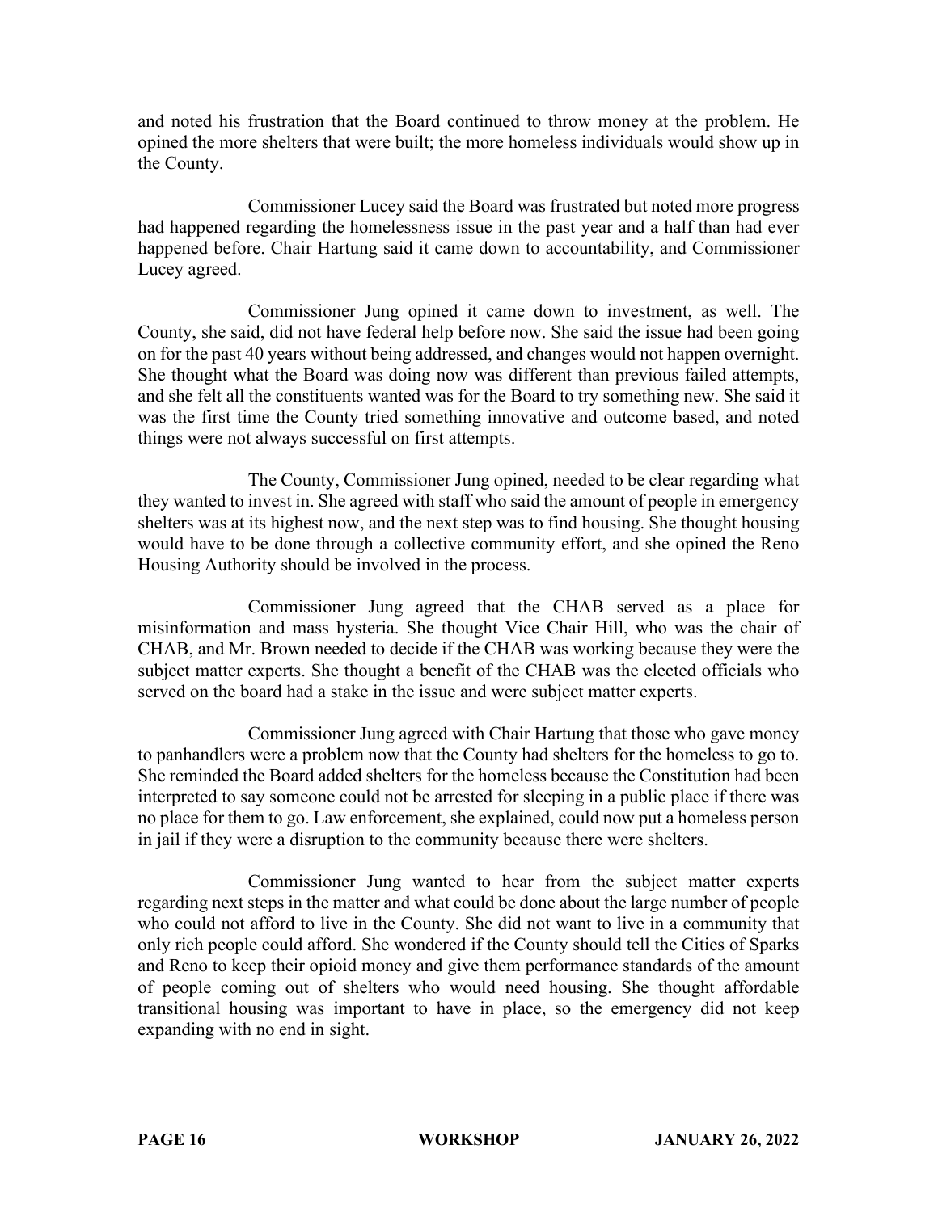and noted his frustration that the Board continued to throw money at the problem. He opined the more shelters that were built; the more homeless individuals would show up in the County.

Commissioner Lucey said the Board was frustrated but noted more progress had happened regarding the homelessness issue in the past year and a half than had ever happened before. Chair Hartung said it came down to accountability, and Commissioner Lucey agreed.

Commissioner Jung opined it came down to investment, as well. The County, she said, did not have federal help before now. She said the issue had been going on for the past 40 years without being addressed, and changes would not happen overnight. She thought what the Board was doing now was different than previous failed attempts, and she felt all the constituents wanted was for the Board to try something new. She said it was the first time the County tried something innovative and outcome based, and noted things were not always successful on first attempts.

The County, Commissioner Jung opined, needed to be clear regarding what they wanted to invest in. She agreed with staff who said the amount of people in emergency shelters was at its highest now, and the next step was to find housing. She thought housing would have to be done through a collective community effort, and she opined the Reno Housing Authority should be involved in the process.

Commissioner Jung agreed that the CHAB served as a place for misinformation and mass hysteria. She thought Vice Chair Hill, who was the chair of CHAB, and Mr. Brown needed to decide if the CHAB was working because they were the subject matter experts. She thought a benefit of the CHAB was the elected officials who served on the board had a stake in the issue and were subject matter experts.

Commissioner Jung agreed with Chair Hartung that those who gave money to panhandlers were a problem now that the County had shelters for the homeless to go to. She reminded the Board added shelters for the homeless because the Constitution had been interpreted to say someone could not be arrested for sleeping in a public place if there was no place for them to go. Law enforcement, she explained, could now put a homeless person in jail if they were a disruption to the community because there were shelters.

Commissioner Jung wanted to hear from the subject matter experts regarding next steps in the matter and what could be done about the large number of people who could not afford to live in the County. She did not want to live in a community that only rich people could afford. She wondered if the County should tell the Cities of Sparks and Reno to keep their opioid money and give them performance standards of the amount of people coming out of shelters who would need housing. She thought affordable transitional housing was important to have in place, so the emergency did not keep expanding with no end in sight.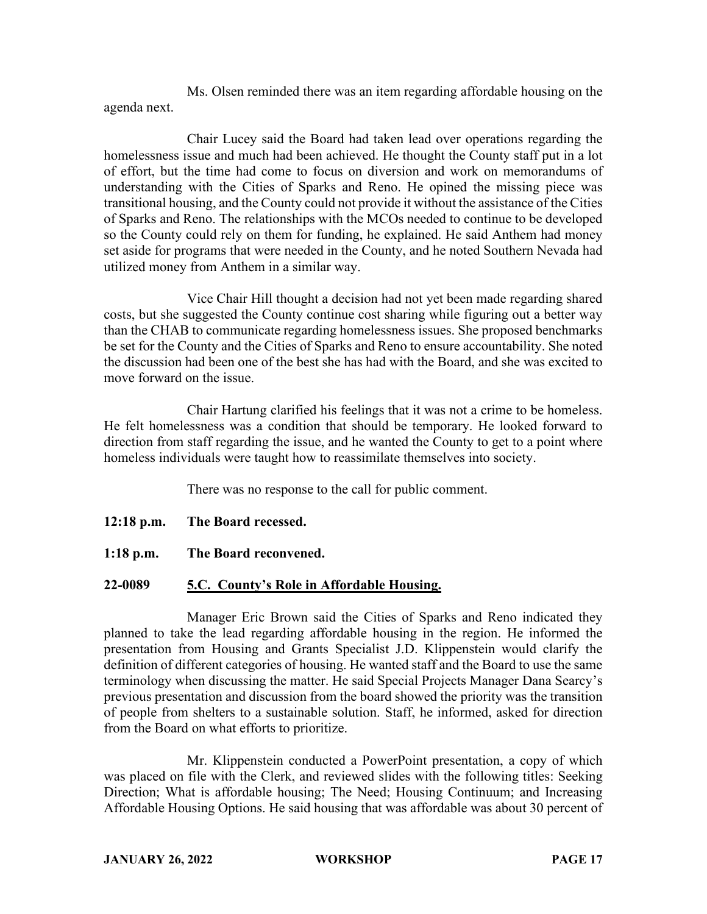Ms. Olsen reminded there was an item regarding affordable housing on the agenda next.

Chair Lucey said the Board had taken lead over operations regarding the homelessness issue and much had been achieved. He thought the County staff put in a lot of effort, but the time had come to focus on diversion and work on memorandums of understanding with the Cities of Sparks and Reno. He opined the missing piece was transitional housing, and the County could not provide it without the assistance of the Cities of Sparks and Reno. The relationships with the MCOs needed to continue to be developed so the County could rely on them for funding, he explained. He said Anthem had money set aside for programs that were needed in the County, and he noted Southern Nevada had utilized money from Anthem in a similar way.

Vice Chair Hill thought a decision had not yet been made regarding shared costs, but she suggested the County continue cost sharing while figuring out a better way than the CHAB to communicate regarding homelessness issues. She proposed benchmarks be set for the County and the Cities of Sparks and Reno to ensure accountability. She noted the discussion had been one of the best she has had with the Board, and she was excited to move forward on the issue.

Chair Hartung clarified his feelings that it was not a crime to be homeless. He felt homelessness was a condition that should be temporary. He looked forward to direction from staff regarding the issue, and he wanted the County to get to a point where homeless individuals were taught how to reassimilate themselves into society.

There was no response to the call for public comment.

**12:18 p.m. The Board recessed.**

**1:18 p.m. The Board reconvened.**

**22-0089 5.C. County's Role in Affordable Housing.**

Manager Eric Brown said the Cities of Sparks and Reno indicated they planned to take the lead regarding affordable housing in the region. He informed the presentation from Housing and Grants Specialist J.D. Klippenstein would clarify the definition of different categories of housing. He wanted staff and the Board to use the same terminology when discussing the matter. He said Special Projects Manager Dana Searcy's previous presentation and discussion from the board showed the priority was the transition of people from shelters to a sustainable solution. Staff, he informed, asked for direction from the Board on what efforts to prioritize.

Mr. Klippenstein conducted a PowerPoint presentation, a copy of which was placed on file with the Clerk, and reviewed slides with the following titles: Seeking Direction; What is affordable housing; The Need; Housing Continuum; and Increasing Affordable Housing Options. He said housing that was affordable was about 30 percent of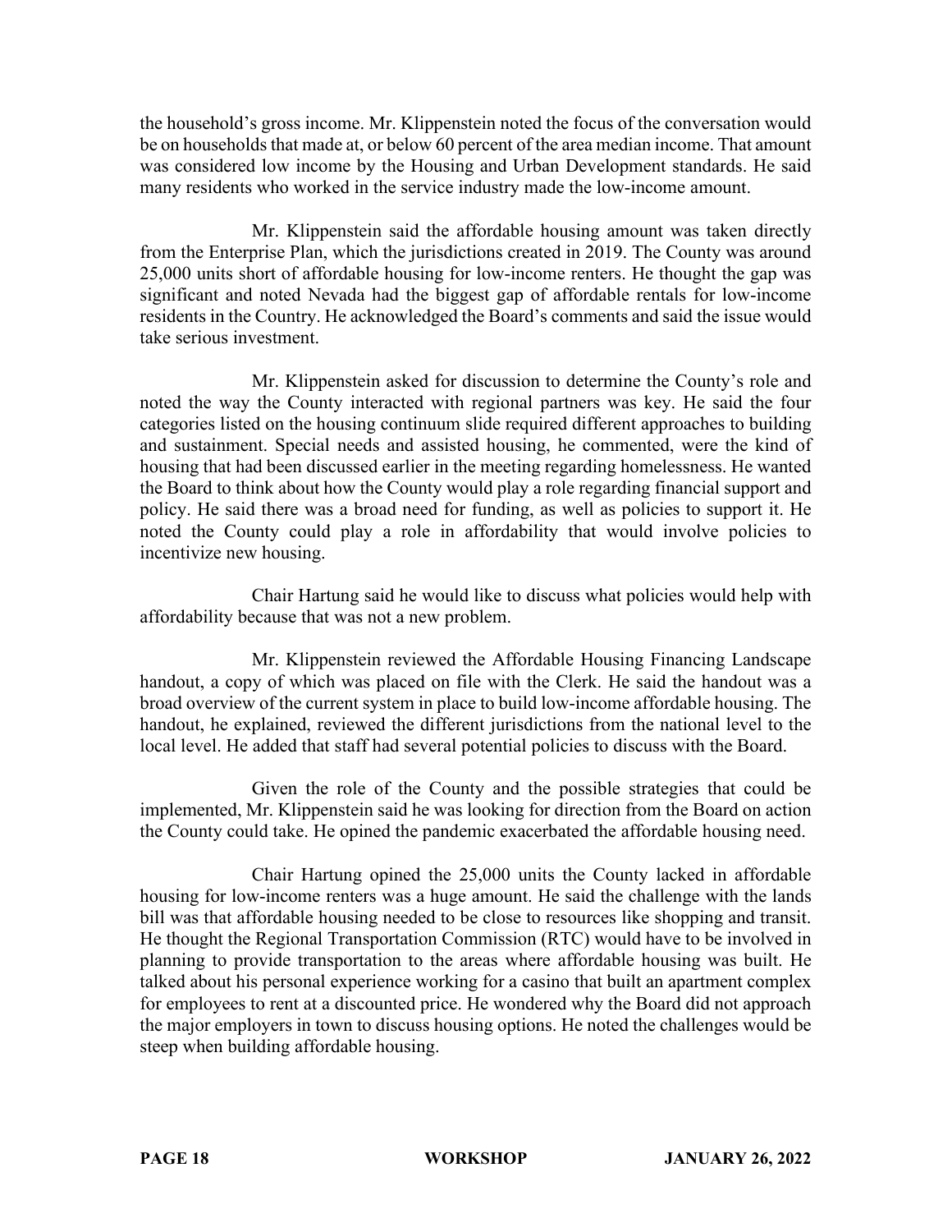the household's gross income. Mr. Klippenstein noted the focus of the conversation would be on households that made at, or below 60 percent of the area median income. That amount was considered low income by the Housing and Urban Development standards. He said many residents who worked in the service industry made the low-income amount.

Mr. Klippenstein said the affordable housing amount was taken directly from the Enterprise Plan, which the jurisdictions created in 2019. The County was around 25,000 units short of affordable housing for low-income renters. He thought the gap was significant and noted Nevada had the biggest gap of affordable rentals for low-income residents in the Country. He acknowledged the Board's comments and said the issue would take serious investment.

Mr. Klippenstein asked for discussion to determine the County's role and noted the way the County interacted with regional partners was key. He said the four categories listed on the housing continuum slide required different approaches to building and sustainment. Special needs and assisted housing, he commented, were the kind of housing that had been discussed earlier in the meeting regarding homelessness. He wanted the Board to think about how the County would play a role regarding financial support and policy. He said there was a broad need for funding, as well as policies to support it. He noted the County could play a role in affordability that would involve policies to incentivize new housing.

Chair Hartung said he would like to discuss what policies would help with affordability because that was not a new problem.

Mr. Klippenstein reviewed the Affordable Housing Financing Landscape handout, a copy of which was placed on file with the Clerk. He said the handout was a broad overview of the current system in place to build low-income affordable housing. The handout, he explained, reviewed the different jurisdictions from the national level to the local level. He added that staff had several potential policies to discuss with the Board.

Given the role of the County and the possible strategies that could be implemented, Mr. Klippenstein said he was looking for direction from the Board on action the County could take. He opined the pandemic exacerbated the affordable housing need.

Chair Hartung opined the 25,000 units the County lacked in affordable housing for low-income renters was a huge amount. He said the challenge with the lands bill was that affordable housing needed to be close to resources like shopping and transit. He thought the Regional Transportation Commission (RTC) would have to be involved in planning to provide transportation to the areas where affordable housing was built. He talked about his personal experience working for a casino that built an apartment complex for employees to rent at a discounted price. He wondered why the Board did not approach the major employers in town to discuss housing options. He noted the challenges would be steep when building affordable housing.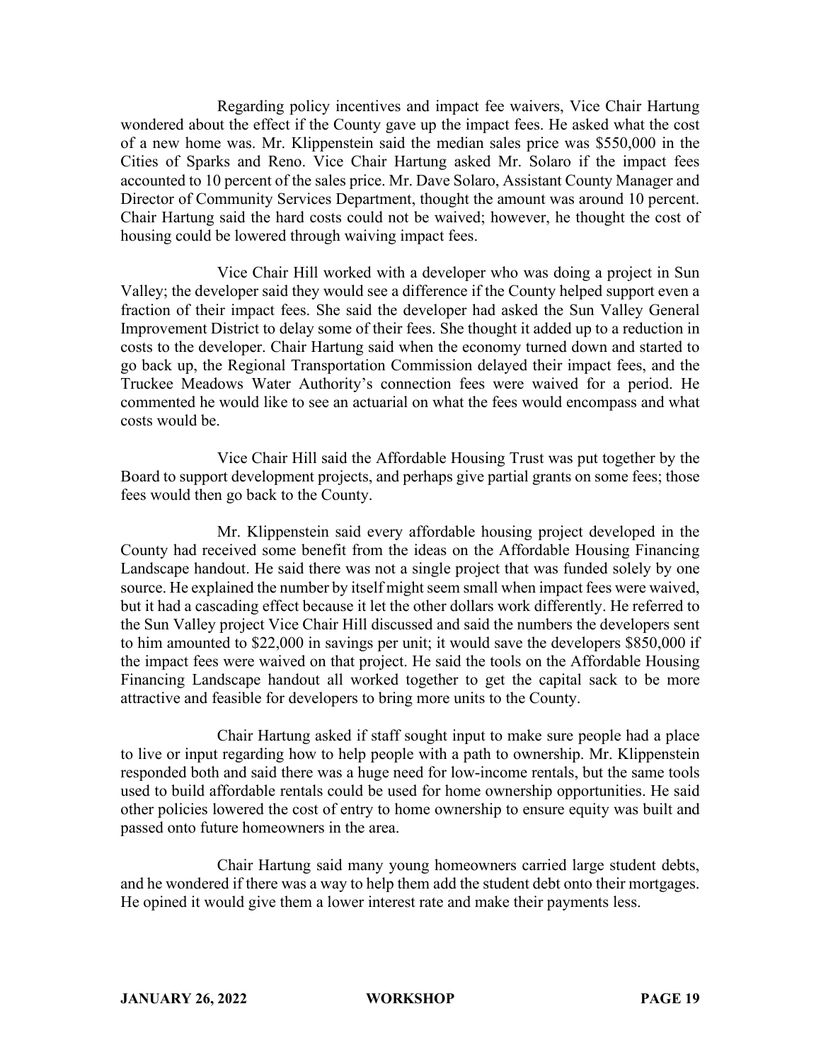Regarding policy incentives and impact fee waivers, Vice Chair Hartung wondered about the effect if the County gave up the impact fees. He asked what the cost of a new home was. Mr. Klippenstein said the median sales price was $550,000 in the Cities of Sparks and Reno. Vice Chair Hartung asked Mr. Solaro if the impact fees accounted to 10 percent of the sales price. Mr. Dave Solaro, Assistant County Manager and Director of Community Services Department, thought the amount was around 10 percent. Chair Hartung said the hard costs could not be waived; however, he thought the cost of housing could be lowered through waiving impact fees.

Vice Chair Hill worked with a developer who was doing a project in Sun Valley; the developer said they would see a difference if the County helped support even a fraction of their impact fees. She said the developer had asked the Sun Valley General Improvement District to delay some of their fees. She thought it added up to a reduction in costs to the developer. Chair Hartung said when the economy turned down and started to go back up, the Regional Transportation Commission delayed their impact fees, and the Truckee Meadows Water Authority's connection fees were waived for a period. He commented he would like to see an actuarial on what the fees would encompass and what costs would be.

Vice Chair Hill said the Affordable Housing Trust was put together by the Board to support development projects, and perhaps give partial grants on some fees; those fees would then go back to the County.

Mr. Klippenstein said every affordable housing project developed in the County had received some benefit from the ideas on the Affordable Housing Financing Landscape handout. He said there was not a single project that was funded solely by one source. He explained the number by itself might seem small when impact fees were waived, but it had a cascading effect because it let the other dollars work differently. He referred to the Sun Valley project Vice Chair Hill discussed and said the numbers the developers sent to him amounted to $22,000 in savings per unit; it would save the developers $850,000 if the impact fees were waived on that project. He said the tools on the Affordable Housing Financing Landscape handout all worked together to get the capital sack to be more attractive and feasible for developers to bring more units to the County.

Chair Hartung asked if staff sought input to make sure people had a place to live or input regarding how to help people with a path to ownership. Mr. Klippenstein responded both and said there was a huge need for low-income rentals, but the same tools used to build affordable rentals could be used for home ownership opportunities. He said other policies lowered the cost of entry to home ownership to ensure equity was built and passed onto future homeowners in the area.

Chair Hartung said many young homeowners carried large student debts, and he wondered if there was a way to help them add the student debt onto their mortgages. He opined it would give them a lower interest rate and make their payments less.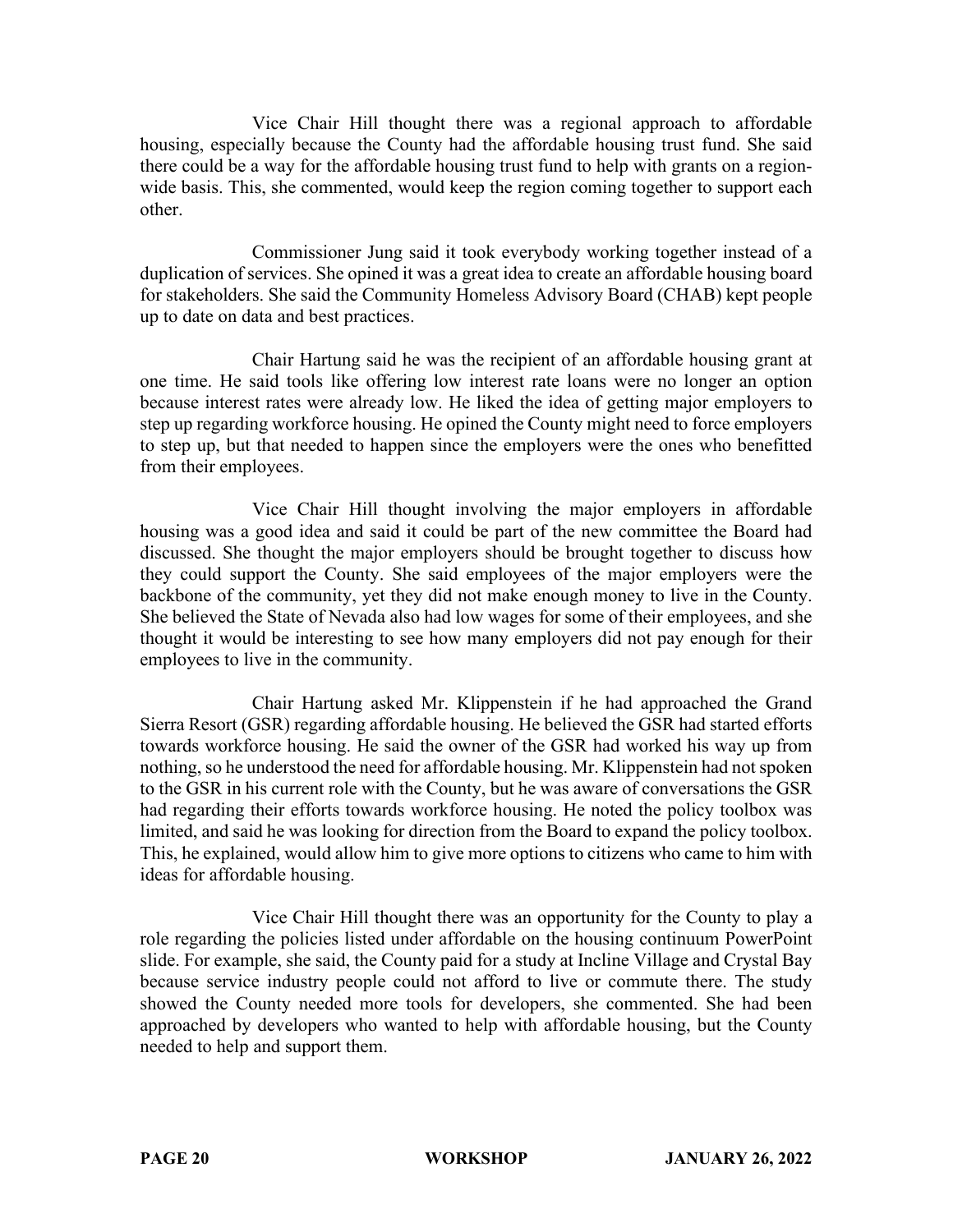Vice Chair Hill thought there was a regional approach to affordable housing, especially because the County had the affordable housing trust fund. She said there could be a way for the affordable housing trust fund to help with grants on a region-wide basis. This, she commented, would keep the region coming together to support each other.

Commissioner Jung said it took everybody working together instead of a duplication of services. She opined it was a great idea to create an affordable housing board for stakeholders. She said the Community Homeless Advisory Board (CHAB) kept people up to date on data and best practices.

Chair Hartung said he was the recipient of an affordable housing grant at one time. He said tools like offering low interest rate loans were no longer an option because interest rates were already low. He liked the idea of getting major employers to step up regarding workforce housing. He opined the County might need to force employers to step up, but that needed to happen since the employers were the ones who benefitted from their employees.

Vice Chair Hill thought involving the major employers in affordable housing was a good idea and said it could be part of the new committee the Board had discussed. She thought the major employers should be brought together to discuss how they could support the County. She said employees of the major employers were the backbone of the community, yet they did not make enough money to live in the County. She believed the State of Nevada also had low wages for some of their employees, and she thought it would be interesting to see how many employers did not pay enough for their employees to live in the community.

Chair Hartung asked Mr. Klippenstein if he had approached the Grand Sierra Resort (GSR) regarding affordable housing. He believed the GSR had started efforts towards workforce housing. He said the owner of the GSR had worked his way up from nothing, so he understood the need for affordable housing. Mr. Klippenstein had not spoken to the GSR in his current role with the County, but he was aware of conversations the GSR had regarding their efforts towards workforce housing. He noted the policy toolbox was limited, and said he was looking for direction from the Board to expand the policy toolbox. This, he explained, would allow him to give more options to citizens who came to him with ideas for affordable housing.

Vice Chair Hill thought there was an opportunity for the County to play a role regarding the policies listed under affordable on the housing continuum PowerPoint slide. For example, she said, the County paid for a study at Incline Village and Crystal Bay because service industry people could not afford to live or commute there. The study showed the County needed more tools for developers, she commented. She had been approached by developers who wanted to help with affordable housing, but the County needed to help and support them.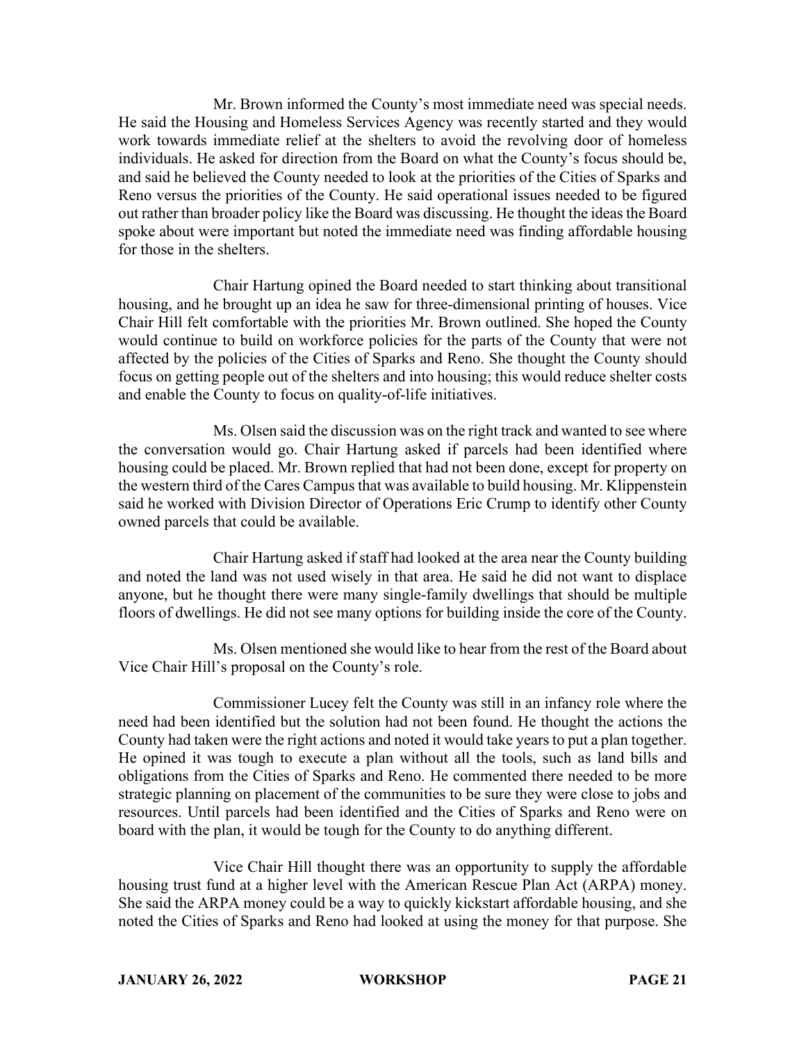Mr. Brown informed the County's most immediate need was special needs. He said the Housing and Homeless Services Agency was recently started and they would work towards immediate relief at the shelters to avoid the revolving door of homeless individuals. He asked for direction from the Board on what the County's focus should be, and said he believed the County needed to look at the priorities of the Cities of Sparks and Reno versus the priorities of the County. He said operational issues needed to be figured out rather than broader policy like the Board was discussing. He thought the ideas the Board spoke about were important but noted the immediate need was finding affordable housing for those in the shelters.

Chair Hartung opined the Board needed to start thinking about transitional housing, and he brought up an idea he saw for three-dimensional printing of houses. Vice Chair Hill felt comfortable with the priorities Mr. Brown outlined. She hoped the County would continue to build on workforce policies for the parts of the County that were not affected by the policies of the Cities of Sparks and Reno. She thought the County should focus on getting people out of the shelters and into housing; this would reduce shelter costs and enable the County to focus on quality-of-life initiatives.

Ms. Olsen said the discussion was on the right track and wanted to see where the conversation would go. Chair Hartung asked if parcels had been identified where housing could be placed. Mr. Brown replied that had not been done, except for property on the western third of the Cares Campus that was available to build housing. Mr. Klippenstein said he worked with Division Director of Operations Eric Crump to identify other County owned parcels that could be available.

Chair Hartung asked if staff had looked at the area near the County building and noted the land was not used wisely in that area. He said he did not want to displace anyone, but he thought there were many single-family dwellings that should be multiple floors of dwellings. He did not see many options for building inside the core of the County.

Ms. Olsen mentioned she would like to hear from the rest of the Board about Vice Chair Hill's proposal on the County's role.

Commissioner Lucey felt the County was still in an infancy role where the need had been identified but the solution had not been found. He thought the actions the County had taken were the right actions and noted it would take years to put a plan together. He opined it was tough to execute a plan without all the tools, such as land bills and obligations from the Cities of Sparks and Reno. He commented there needed to be more strategic planning on placement of the communities to be sure they were close to jobs and resources. Until parcels had been identified and the Cities of Sparks and Reno were on board with the plan, it would be tough for the County to do anything different.

Vice Chair Hill thought there was an opportunity to supply the affordable housing trust fund at a higher level with the American Rescue Plan Act (ARPA) money. She said the ARPA money could be a way to quickly kickstart affordable housing, and she noted the Cities of Sparks and Reno had looked at using the money for that purpose. She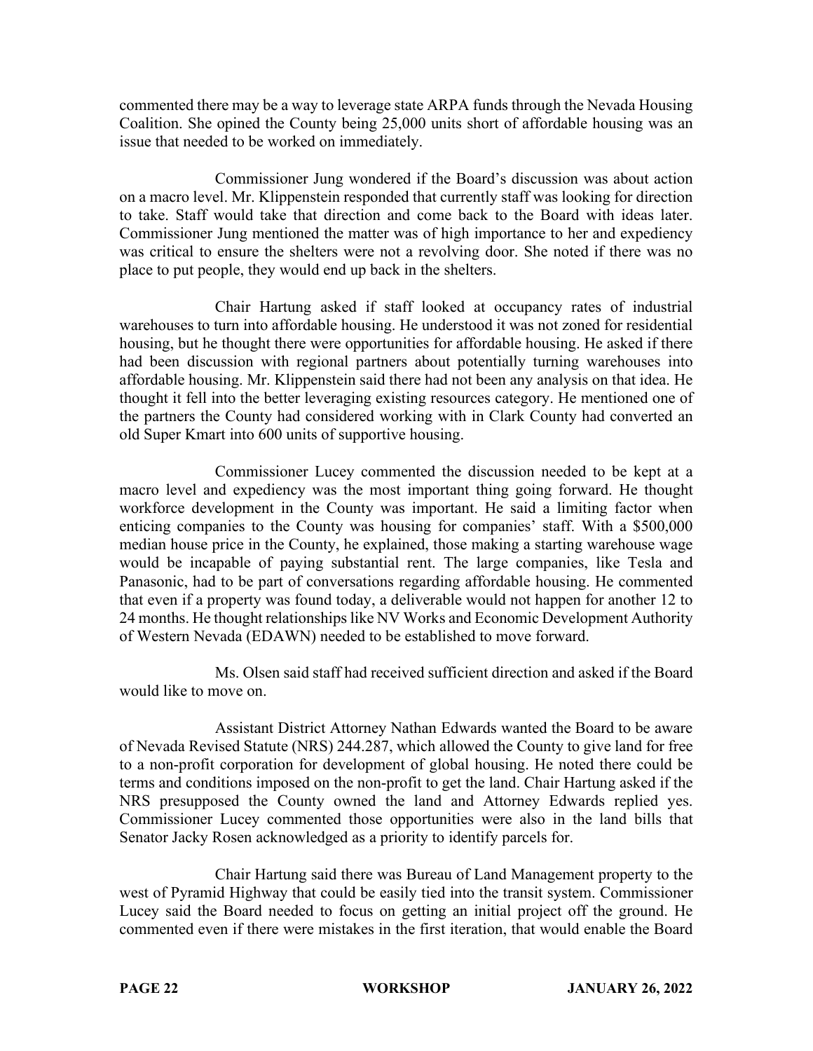commented there may be a way to leverage state ARPA funds through the Nevada Housing Coalition. She opined the County being 25,000 units short of affordable housing was an issue that needed to be worked on immediately.

Commissioner Jung wondered if the Board's discussion was about action on a macro level. Mr. Klippenstein responded that currently staff was looking for direction to take. Staff would take that direction and come back to the Board with ideas later. Commissioner Jung mentioned the matter was of high importance to her and expediency was critical to ensure the shelters were not a revolving door. She noted if there was no place to put people, they would end up back in the shelters.

Chair Hartung asked if staff looked at occupancy rates of industrial warehouses to turn into affordable housing. He understood it was not zoned for residential housing, but he thought there were opportunities for affordable housing. He asked if there had been discussion with regional partners about potentially turning warehouses into affordable housing. Mr. Klippenstein said there had not been any analysis on that idea. He thought it fell into the better leveraging existing resources category. He mentioned one of the partners the County had considered working with in Clark County had converted an old Super Kmart into 600 units of supportive housing.

Commissioner Lucey commented the discussion needed to be kept at a macro level and expediency was the most important thing going forward. He thought workforce development in the County was important. He said a limiting factor when enticing companies to the County was housing for companies' staff. With a $500,000 median house price in the County, he explained, those making a starting warehouse wage would be incapable of paying substantial rent. The large companies, like Tesla and Panasonic, had to be part of conversations regarding affordable housing. He commented that even if a property was found today, a deliverable would not happen for another 12 to 24 months. He thought relationships like NV Works and Economic Development Authority of Western Nevada (EDAWN) needed to be established to move forward.

Ms. Olsen said staff had received sufficient direction and asked if the Board would like to move on.

Assistant District Attorney Nathan Edwards wanted the Board to be aware of Nevada Revised Statute (NRS) 244.287, which allowed the County to give land for free to a non-profit corporation for development of global housing. He noted there could be terms and conditions imposed on the non-profit to get the land. Chair Hartung asked if the NRS presupposed the County owned the land and Attorney Edwards replied yes. Commissioner Lucey commented those opportunities were also in the land bills that Senator Jacky Rosen acknowledged as a priority to identify parcels for.

Chair Hartung said there was Bureau of Land Management property to the west of Pyramid Highway that could be easily tied into the transit system. Commissioner Lucey said the Board needed to focus on getting an initial project off the ground. He commented even if there were mistakes in the first iteration, that would enable the Board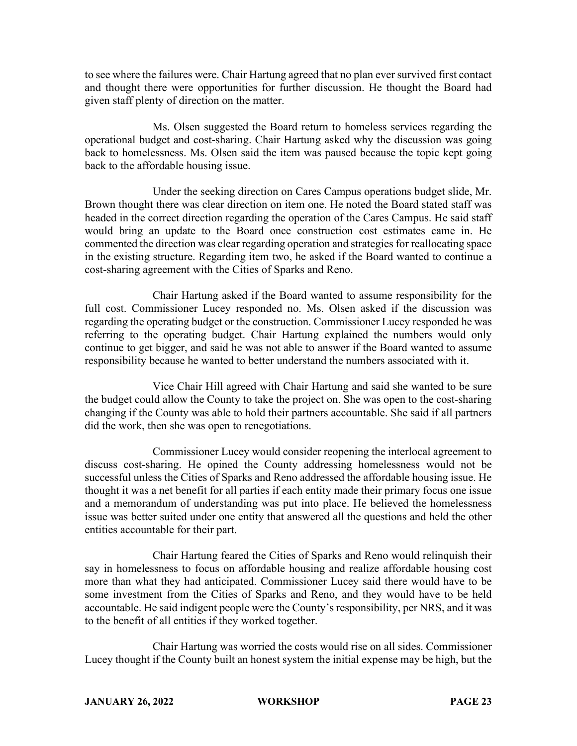to see where the failures were. Chair Hartung agreed that no plan ever survived first contact and thought there were opportunities for further discussion. He thought the Board had given staff plenty of direction on the matter.

Ms. Olsen suggested the Board return to homeless services regarding the operational budget and cost-sharing. Chair Hartung asked why the discussion was going back to homelessness. Ms. Olsen said the item was paused because the topic kept going back to the affordable housing issue.

Under the seeking direction on Cares Campus operations budget slide, Mr. Brown thought there was clear direction on item one. He noted the Board stated staff was headed in the correct direction regarding the operation of the Cares Campus. He said staff would bring an update to the Board once construction cost estimates came in. He commented the direction was clear regarding operation and strategies for reallocating space in the existing structure. Regarding item two, he asked if the Board wanted to continue a cost-sharing agreement with the Cities of Sparks and Reno.

Chair Hartung asked if the Board wanted to assume responsibility for the full cost. Commissioner Lucey responded no. Ms. Olsen asked if the discussion was regarding the operating budget or the construction. Commissioner Lucey responded he was referring to the operating budget. Chair Hartung explained the numbers would only continue to get bigger, and said he was not able to answer if the Board wanted to assume responsibility because he wanted to better understand the numbers associated with it.

Vice Chair Hill agreed with Chair Hartung and said she wanted to be sure the budget could allow the County to take the project on. She was open to the cost-sharing changing if the County was able to hold their partners accountable. She said if all partners did the work, then she was open to renegotiations.

Commissioner Lucey would consider reopening the interlocal agreement to discuss cost-sharing. He opined the County addressing homelessness would not be successful unless the Cities of Sparks and Reno addressed the affordable housing issue. He thought it was a net benefit for all parties if each entity made their primary focus one issue and a memorandum of understanding was put into place. He believed the homelessness issue was better suited under one entity that answered all the questions and held the other entities accountable for their part.

Chair Hartung feared the Cities of Sparks and Reno would relinquish their say in homelessness to focus on affordable housing and realize affordable housing cost more than what they had anticipated. Commissioner Lucey said there would have to be some investment from the Cities of Sparks and Reno, and they would have to be held accountable. He said indigent people were the County's responsibility, per NRS, and it was to the benefit of all entities if they worked together.

Chair Hartung was worried the costs would rise on all sides. Commissioner Lucey thought if the County built an honest system the initial expense may be high, but the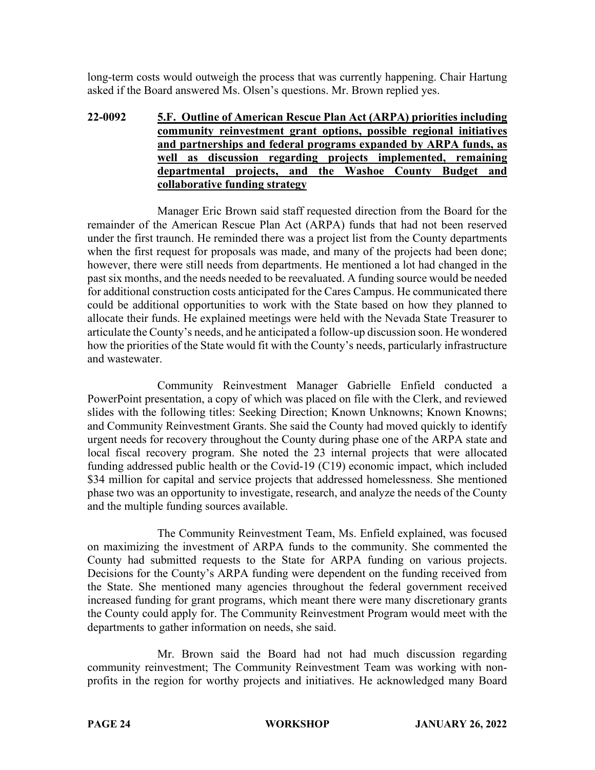long-term costs would outweigh the process that was currently happening. Chair Hartung asked if the Board answered Ms. Olsen's questions. Mr. Brown replied yes.

**22-0092 5.F. Outline of American Rescue Plan Act (ARPA) priorities including community reinvestment grant options, possible regional initiatives and partnerships and federal programs expanded by ARPA funds, as well as discussion regarding projects implemented, remaining departmental projects, and the Washoe County Budget and collaborative funding strategy**

Manager Eric Brown said staff requested direction from the Board for the remainder of the American Rescue Plan Act (ARPA) funds that had not been reserved under the first traunch. He reminded there was a project list from the County departments when the first request for proposals was made, and many of the projects had been done; however, there were still needs from departments. He mentioned a lot had changed in the past six months, and the needs needed to be reevaluated. A funding source would be needed for additional construction costs anticipated for the Cares Campus. He communicated there could be additional opportunities to work with the State based on how they planned to allocate their funds. He explained meetings were held with the Nevada State Treasurer to articulate the County's needs, and he anticipated a follow-up discussion soon. He wondered how the priorities of the State would fit with the County's needs, particularly infrastructure and wastewater.

Community Reinvestment Manager Gabrielle Enfield conducted a PowerPoint presentation, a copy of which was placed on file with the Clerk, and reviewed slides with the following titles: Seeking Direction; Known Unknowns; Known Knowns; and Community Reinvestment Grants. She said the County had moved quickly to identify urgent needs for recovery throughout the County during phase one of the ARPA state and local fiscal recovery program. She noted the 23 internal projects that were allocated funding addressed public health or the Covid-19 (C19) economic impact, which included $34 million for capital and service projects that addressed homelessness. She mentioned phase two was an opportunity to investigate, research, and analyze the needs of the County and the multiple funding sources available.

The Community Reinvestment Team, Ms. Enfield explained, was focused on maximizing the investment of ARPA funds to the community. She commented the County had submitted requests to the State for ARPA funding on various projects. Decisions for the County's ARPA funding were dependent on the funding received from the State. She mentioned many agencies throughout the federal government received increased funding for grant programs, which meant there were many discretionary grants the County could apply for. The Community Reinvestment Program would meet with the departments to gather information on needs, she said.

Mr. Brown said the Board had not had much discussion regarding community reinvestment; The Community Reinvestment Team was working with non-profits in the region for worthy projects and initiatives. He acknowledged many Board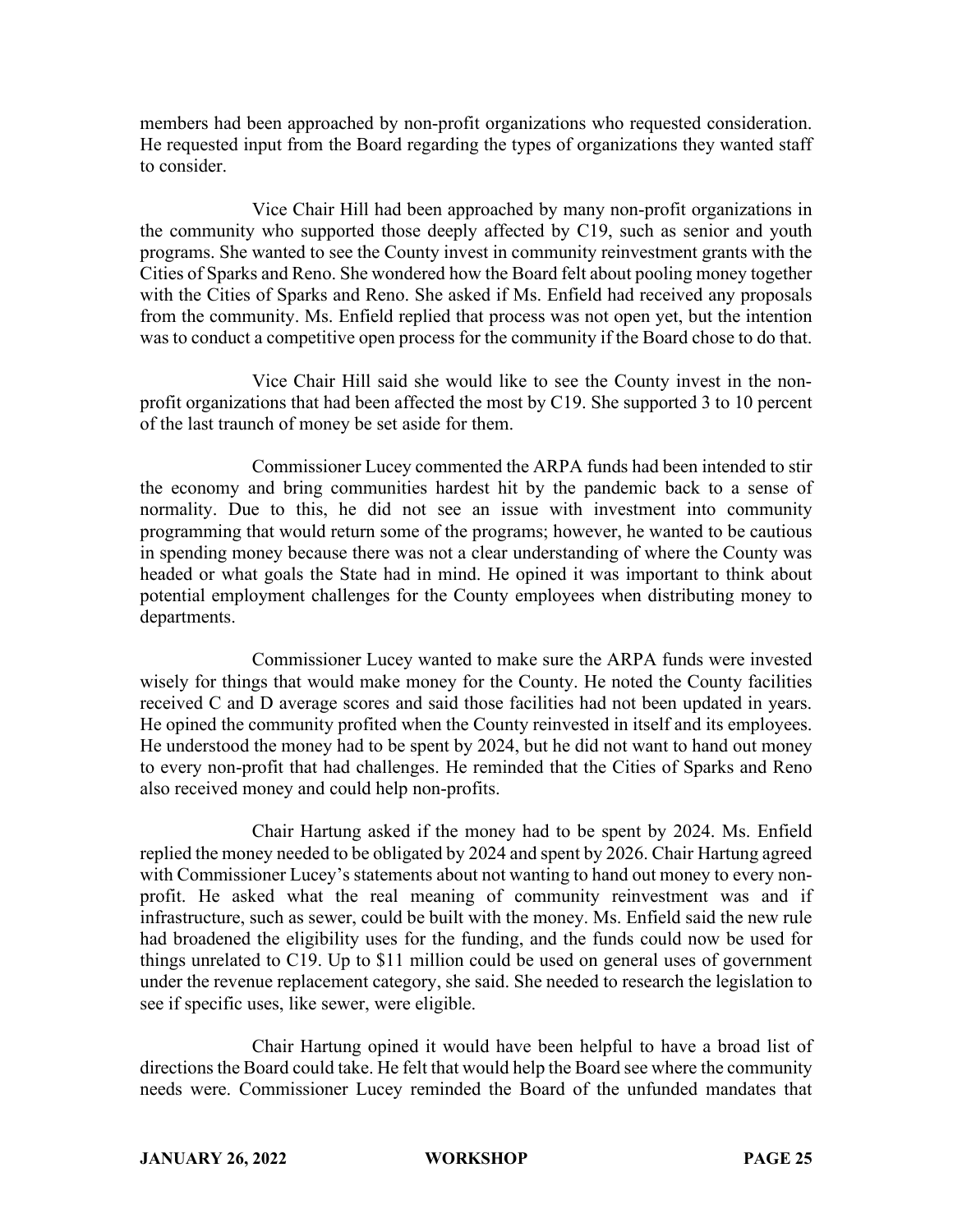members had been approached by non-profit organizations who requested consideration. He requested input from the Board regarding the types of organizations they wanted staff to consider.

Vice Chair Hill had been approached by many non-profit organizations in the community who supported those deeply affected by C19, such as senior and youth programs. She wanted to see the County invest in community reinvestment grants with the Cities of Sparks and Reno. She wondered how the Board felt about pooling money together with the Cities of Sparks and Reno. She asked if Ms. Enfield had received any proposals from the community. Ms. Enfield replied that process was not open yet, but the intention was to conduct a competitive open process for the community if the Board chose to do that.

Vice Chair Hill said she would like to see the County invest in the non-profit organizations that had been affected the most by C19. She supported 3 to 10 percent of the last traunch of money be set aside for them.

Commissioner Lucey commented the ARPA funds had been intended to stir the economy and bring communities hardest hit by the pandemic back to a sense of normality. Due to this, he did not see an issue with investment into community programming that would return some of the programs; however, he wanted to be cautious in spending money because there was not a clear understanding of where the County was headed or what goals the State had in mind. He opined it was important to think about potential employment challenges for the County employees when distributing money to departments.

Commissioner Lucey wanted to make sure the ARPA funds were invested wisely for things that would make money for the County. He noted the County facilities received C and D average scores and said those facilities had not been updated in years. He opined the community profited when the County reinvested in itself and its employees. He understood the money had to be spent by 2024, but he did not want to hand out money to every non-profit that had challenges. He reminded that the Cities of Sparks and Reno also received money and could help non-profits.

Chair Hartung asked if the money had to be spent by 2024. Ms. Enfield replied the money needed to be obligated by 2024 and spent by 2026. Chair Hartung agreed with Commissioner Lucey's statements about not wanting to hand out money to every non-profit. He asked what the real meaning of community reinvestment was and if infrastructure, such as sewer, could be built with the money. Ms. Enfield said the new rule had broadened the eligibility uses for the funding, and the funds could now be used for things unrelated to C19. Up to $11 million could be used on general uses of government under the revenue replacement category, she said. She needed to research the legislation to see if specific uses, like sewer, were eligible.

Chair Hartung opined it would have been helpful to have a broad list of directions the Board could take. He felt that would help the Board see where the community needs were. Commissioner Lucey reminded the Board of the unfunded mandates that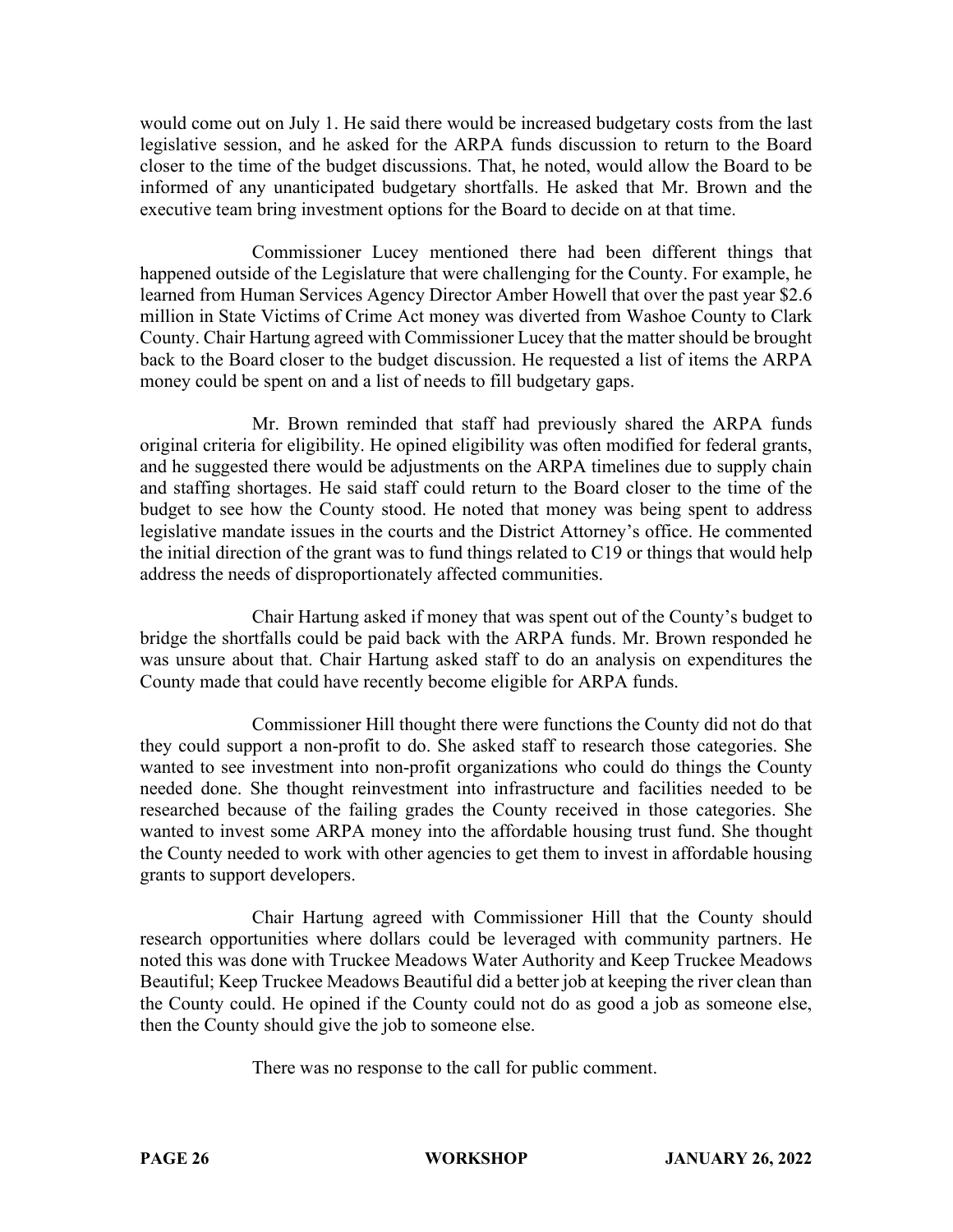would come out on July 1. He said there would be increased budgetary costs from the last legislative session, and he asked for the ARPA funds discussion to return to the Board closer to the time of the budget discussions. That, he noted, would allow the Board to be informed of any unanticipated budgetary shortfalls. He asked that Mr. Brown and the executive team bring investment options for the Board to decide on at that time.

Commissioner Lucey mentioned there had been different things that happened outside of the Legislature that were challenging for the County. For example, he learned from Human Services Agency Director Amber Howell that over the past year $2.6 million in State Victims of Crime Act money was diverted from Washoe County to Clark County. Chair Hartung agreed with Commissioner Lucey that the matter should be brought back to the Board closer to the budget discussion. He requested a list of items the ARPA money could be spent on and a list of needs to fill budgetary gaps.

Mr. Brown reminded that staff had previously shared the ARPA funds original criteria for eligibility. He opined eligibility was often modified for federal grants, and he suggested there would be adjustments on the ARPA timelines due to supply chain and staffing shortages. He said staff could return to the Board closer to the time of the budget to see how the County stood. He noted that money was being spent to address legislative mandate issues in the courts and the District Attorney's office. He commented the initial direction of the grant was to fund things related to C19 or things that would help address the needs of disproportionately affected communities.

Chair Hartung asked if money that was spent out of the County's budget to bridge the shortfalls could be paid back with the ARPA funds. Mr. Brown responded he was unsure about that. Chair Hartung asked staff to do an analysis on expenditures the County made that could have recently become eligible for ARPA funds.

Commissioner Hill thought there were functions the County did not do that they could support a non-profit to do. She asked staff to research those categories. She wanted to see investment into non-profit organizations who could do things the County needed done. She thought reinvestment into infrastructure and facilities needed to be researched because of the failing grades the County received in those categories. She wanted to invest some ARPA money into the affordable housing trust fund. She thought the County needed to work with other agencies to get them to invest in affordable housing grants to support developers.

Chair Hartung agreed with Commissioner Hill that the County should research opportunities where dollars could be leveraged with community partners. He noted this was done with Truckee Meadows Water Authority and Keep Truckee Meadows Beautiful; Keep Truckee Meadows Beautiful did a better job at keeping the river clean than the County could. He opined if the County could not do as good a job as someone else, then the County should give the job to someone else.

There was no response to the call for public comment.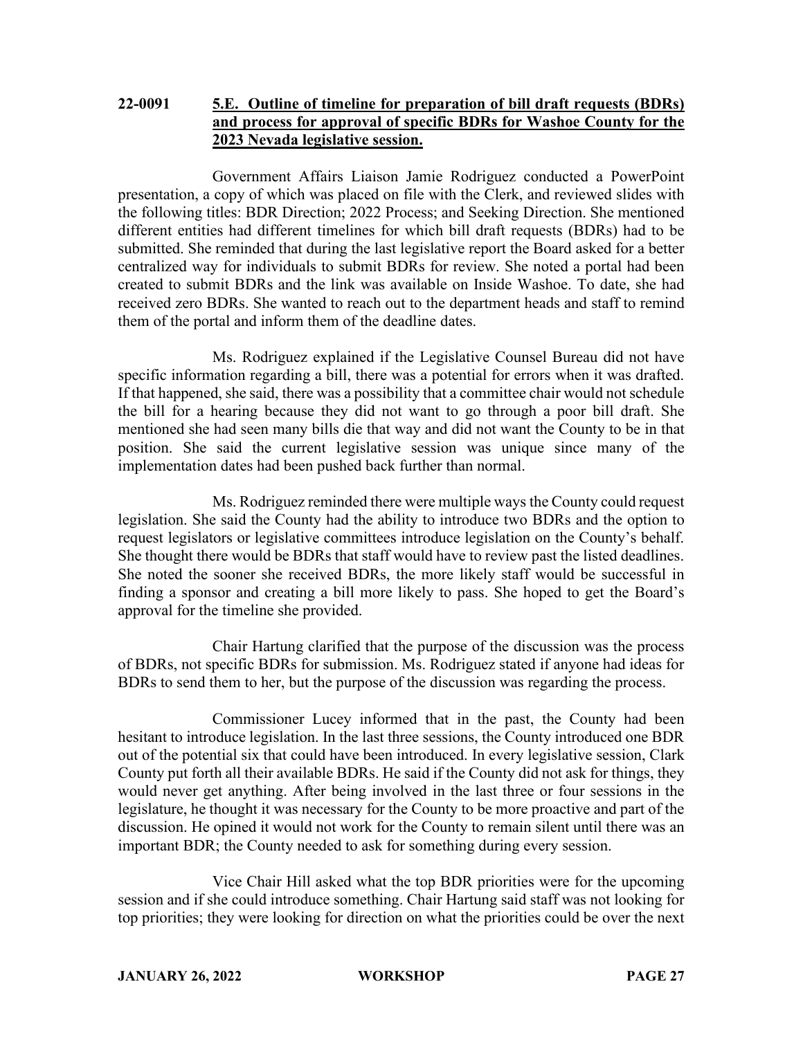**22-0091** **5.E. Outline of timeline for preparation of bill draft requests (BDRs) and process for approval of specific BDRs for Washoe County for the 2023 Nevada legislative session.**

Government Affairs Liaison Jamie Rodriguez conducted a PowerPoint presentation, a copy of which was placed on file with the Clerk, and reviewed slides with the following titles: BDR Direction; 2022 Process; and Seeking Direction. She mentioned different entities had different timelines for which bill draft requests (BDRs) had to be submitted. She reminded that during the last legislative report the Board asked for a better centralized way for individuals to submit BDRs for review. She noted a portal had been created to submit BDRs and the link was available on Inside Washoe. To date, she had received zero BDRs. She wanted to reach out to the department heads and staff to remind them of the portal and inform them of the deadline dates.

Ms. Rodriguez explained if the Legislative Counsel Bureau did not have specific information regarding a bill, there was a potential for errors when it was drafted. If that happened, she said, there was a possibility that a committee chair would not schedule the bill for a hearing because they did not want to go through a poor bill draft. She mentioned she had seen many bills die that way and did not want the County to be in that position. She said the current legislative session was unique since many of the implementation dates had been pushed back further than normal.

Ms. Rodriguez reminded there were multiple ways the County could request legislation. She said the County had the ability to introduce two BDRs and the option to request legislators or legislative committees introduce legislation on the County's behalf. She thought there would be BDRs that staff would have to review past the listed deadlines. She noted the sooner she received BDRs, the more likely staff would be successful in finding a sponsor and creating a bill more likely to pass. She hoped to get the Board's approval for the timeline she provided.

Chair Hartung clarified that the purpose of the discussion was the process of BDRs, not specific BDRs for submission. Ms. Rodriguez stated if anyone had ideas for BDRs to send them to her, but the purpose of the discussion was regarding the process.

Commissioner Lucey informed that in the past, the County had been hesitant to introduce legislation. In the last three sessions, the County introduced one BDR out of the potential six that could have been introduced. In every legislative session, Clark County put forth all their available BDRs. He said if the County did not ask for things, they would never get anything. After being involved in the last three or four sessions in the legislature, he thought it was necessary for the County to be more proactive and part of the discussion. He opined it would not work for the County to remain silent until there was an important BDR; the County needed to ask for something during every session.

Vice Chair Hill asked what the top BDR priorities were for the upcoming session and if she could introduce something. Chair Hartung said staff was not looking for top priorities; they were looking for direction on what the priorities could be over the next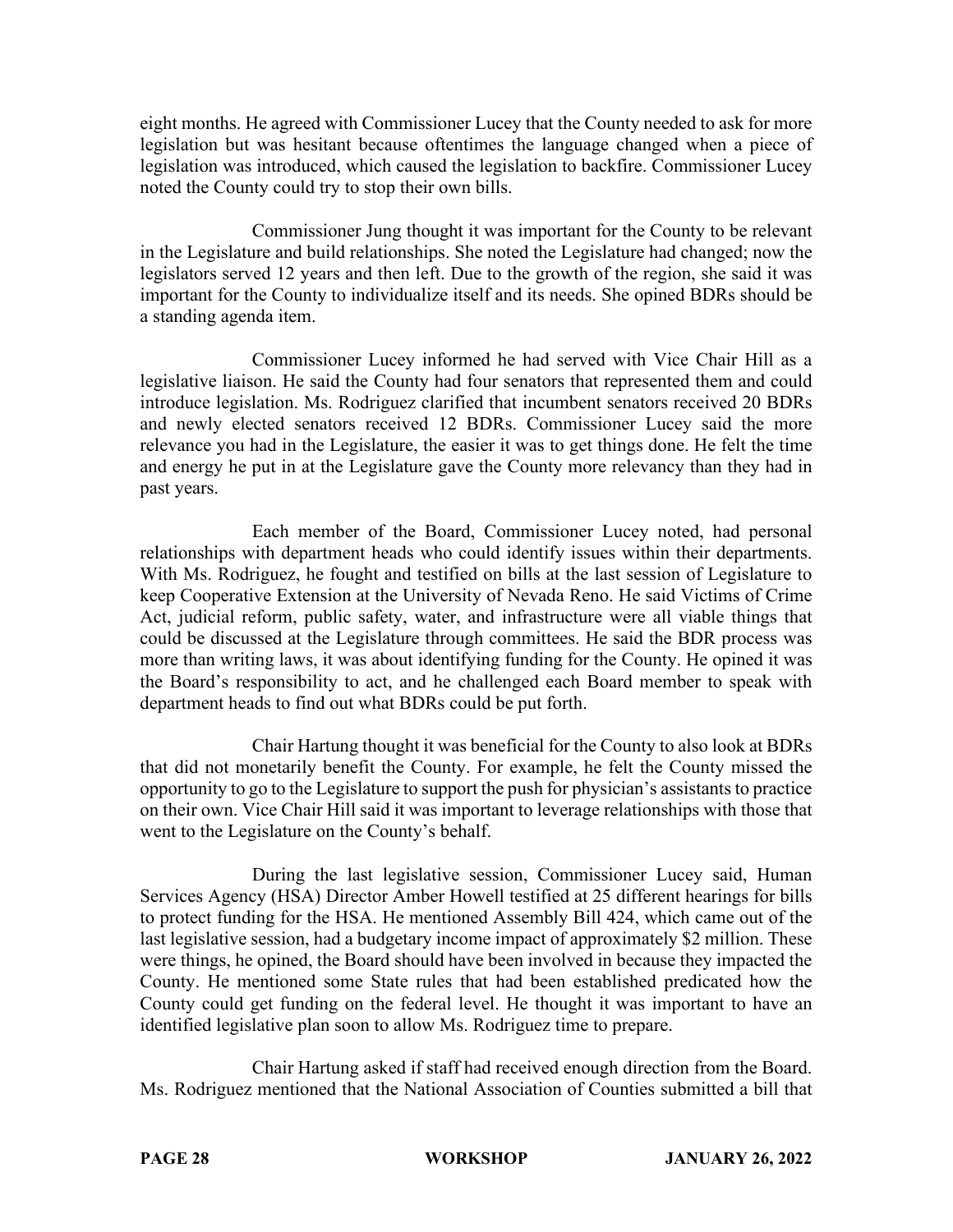eight months. He agreed with Commissioner Lucey that the County needed to ask for more legislation but was hesitant because oftentimes the language changed when a piece of legislation was introduced, which caused the legislation to backfire. Commissioner Lucey noted the County could try to stop their own bills.

Commissioner Jung thought it was important for the County to be relevant in the Legislature and build relationships. She noted the Legislature had changed; now the legislators served 12 years and then left. Due to the growth of the region, she said it was important for the County to individualize itself and its needs. She opined BDRs should be a standing agenda item.

Commissioner Lucey informed he had served with Vice Chair Hill as a legislative liaison. He said the County had four senators that represented them and could introduce legislation. Ms. Rodriguez clarified that incumbent senators received 20 BDRs and newly elected senators received 12 BDRs. Commissioner Lucey said the more relevance you had in the Legislature, the easier it was to get things done. He felt the time and energy he put in at the Legislature gave the County more relevancy than they had in past years.

Each member of the Board, Commissioner Lucey noted, had personal relationships with department heads who could identify issues within their departments. With Ms. Rodriguez, he fought and testified on bills at the last session of Legislature to keep Cooperative Extension at the University of Nevada Reno. He said Victims of Crime Act, judicial reform, public safety, water, and infrastructure were all viable things that could be discussed at the Legislature through committees. He said the BDR process was more than writing laws, it was about identifying funding for the County. He opined it was the Board's responsibility to act, and he challenged each Board member to speak with department heads to find out what BDRs could be put forth.

Chair Hartung thought it was beneficial for the County to also look at BDRs that did not monetarily benefit the County. For example, he felt the County missed the opportunity to go to the Legislature to support the push for physician's assistants to practice on their own. Vice Chair Hill said it was important to leverage relationships with those that went to the Legislature on the County's behalf.

During the last legislative session, Commissioner Lucey said, Human Services Agency (HSA) Director Amber Howell testified at 25 different hearings for bills to protect funding for the HSA. He mentioned Assembly Bill 424, which came out of the last legislative session, had a budgetary income impact of approximately $2 million. These were things, he opined, the Board should have been involved in because they impacted the County. He mentioned some State rules that had been established predicated how the County could get funding on the federal level. He thought it was important to have an identified legislative plan soon to allow Ms. Rodriguez time to prepare.

Chair Hartung asked if staff had received enough direction from the Board. Ms. Rodriguez mentioned that the National Association of Counties submitted a bill that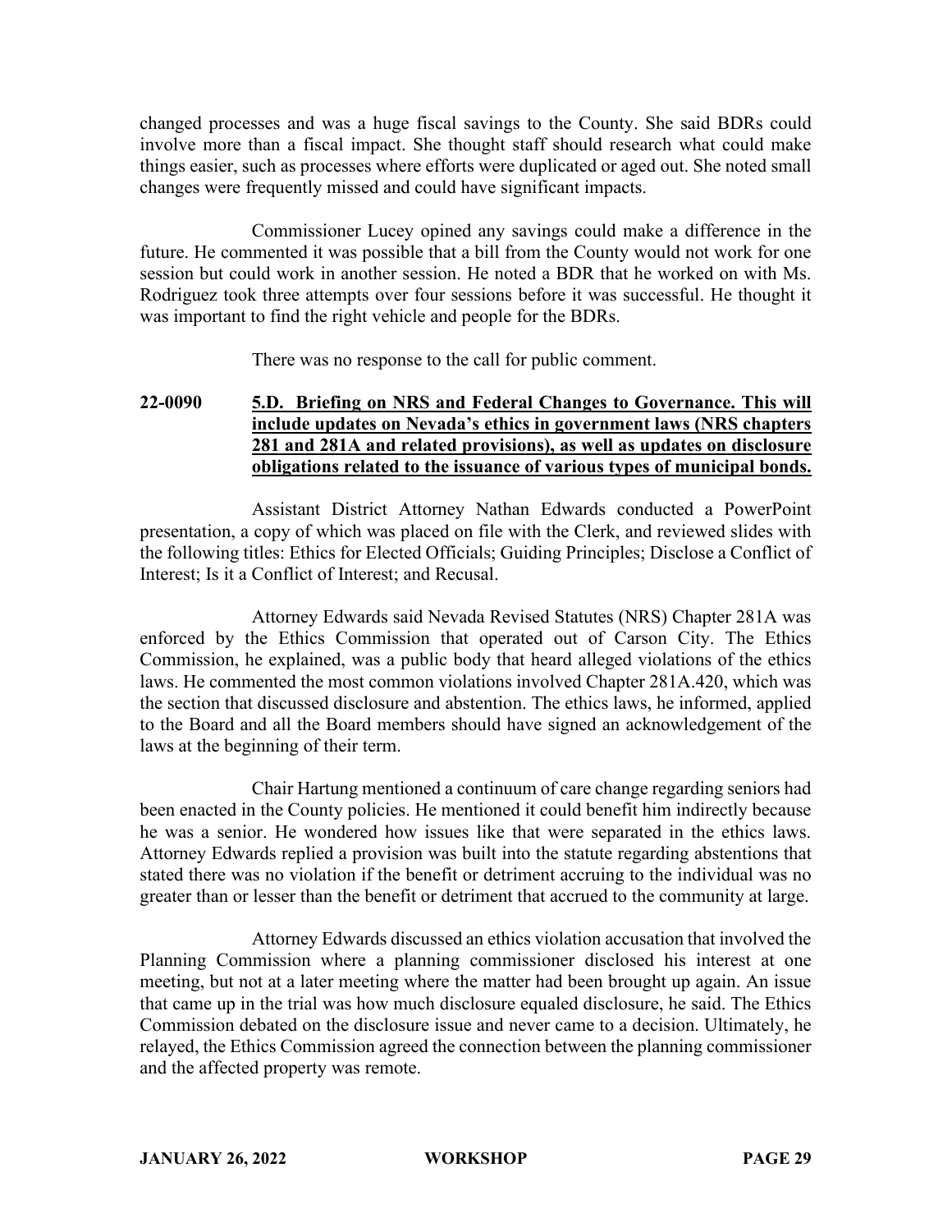changed processes and was a huge fiscal savings to the County. She said BDRs could involve more than a fiscal impact. She thought staff should research what could make things easier, such as processes where efforts were duplicated or aged out. She noted small changes were frequently missed and could have significant impacts.

Commissioner Lucey opined any savings could make a difference in the future. He commented it was possible that a bill from the County would not work for one session but could work in another session. He noted a BDR that he worked on with Ms. Rodriguez took three attempts over four sessions before it was successful. He thought it was important to find the right vehicle and people for the BDRs.

There was no response to the call for public comment.

**22-0090 <u>5.D. Briefing on NRS and Federal Changes to Governance. This will include updates on Nevada's ethics in government laws (NRS chapters 281 and 281A and related provisions), as well as updates on disclosure obligations related to the issuance of various types of municipal bonds.</u>**

Assistant District Attorney Nathan Edwards conducted a PowerPoint presentation, a copy of which was placed on file with the Clerk, and reviewed slides with the following titles: Ethics for Elected Officials; Guiding Principles; Disclose a Conflict of Interest; Is it a Conflict of Interest; and Recusal.

Attorney Edwards said Nevada Revised Statutes (NRS) Chapter 281A was enforced by the Ethics Commission that operated out of Carson City. The Ethics Commission, he explained, was a public body that heard alleged violations of the ethics laws. He commented the most common violations involved Chapter 281A.420, which was the section that discussed disclosure and abstention. The ethics laws, he informed, applied to the Board and all the Board members should have signed an acknowledgement of the laws at the beginning of their term.

Chair Hartung mentioned a continuum of care change regarding seniors had been enacted in the County policies. He mentioned it could benefit him indirectly because he was a senior. He wondered how issues like that were separated in the ethics laws. Attorney Edwards replied a provision was built into the statute regarding abstentions that stated there was no violation if the benefit or detriment accruing to the individual was no greater than or lesser than the benefit or detriment that accrued to the community at large.

Attorney Edwards discussed an ethics violation accusation that involved the Planning Commission where a planning commissioner disclosed his interest at one meeting, but not at a later meeting where the matter had been brought up again. An issue that came up in the trial was how much disclosure equaled disclosure, he said. The Ethics Commission debated on the disclosure issue and never came to a decision. Ultimately, he relayed, the Ethics Commission agreed the connection between the planning commissioner and the affected property was remote.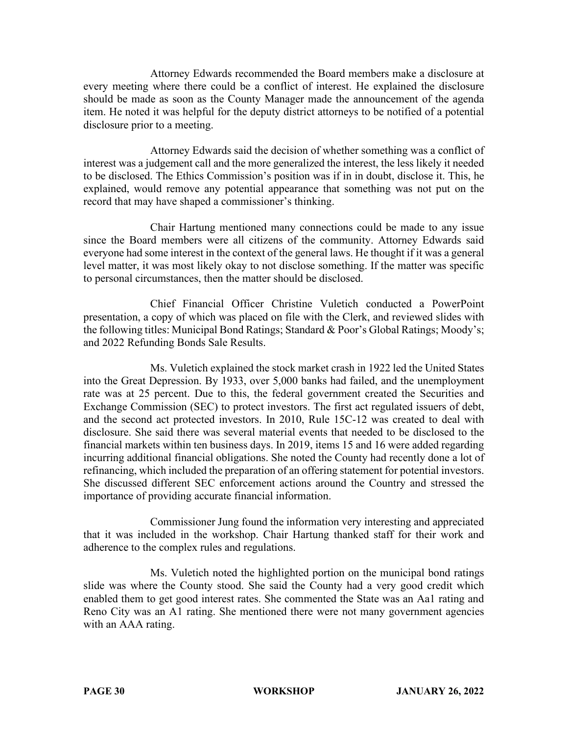Attorney Edwards recommended the Board members make a disclosure at every meeting where there could be a conflict of interest. He explained the disclosure should be made as soon as the County Manager made the announcement of the agenda item. He noted it was helpful for the deputy district attorneys to be notified of a potential disclosure prior to a meeting.

Attorney Edwards said the decision of whether something was a conflict of interest was a judgement call and the more generalized the interest, the less likely it needed to be disclosed. The Ethics Commission's position was if in in doubt, disclose it. This, he explained, would remove any potential appearance that something was not put on the record that may have shaped a commissioner's thinking.

Chair Hartung mentioned many connections could be made to any issue since the Board members were all citizens of the community. Attorney Edwards said everyone had some interest in the context of the general laws. He thought if it was a general level matter, it was most likely okay to not disclose something. If the matter was specific to personal circumstances, then the matter should be disclosed.

Chief Financial Officer Christine Vuletich conducted a PowerPoint presentation, a copy of which was placed on file with the Clerk, and reviewed slides with the following titles: Municipal Bond Ratings; Standard & Poor's Global Ratings; Moody's; and 2022 Refunding Bonds Sale Results.

Ms. Vuletich explained the stock market crash in 1922 led the United States into the Great Depression. By 1933, over 5,000 banks had failed, and the unemployment rate was at 25 percent. Due to this, the federal government created the Securities and Exchange Commission (SEC) to protect investors. The first act regulated issuers of debt, and the second act protected investors. In 2010, Rule 15C-12 was created to deal with disclosure. She said there was several material events that needed to be disclosed to the financial markets within ten business days. In 2019, items 15 and 16 were added regarding incurring additional financial obligations. She noted the County had recently done a lot of refinancing, which included the preparation of an offering statement for potential investors. She discussed different SEC enforcement actions around the Country and stressed the importance of providing accurate financial information.

Commissioner Jung found the information very interesting and appreciated that it was included in the workshop. Chair Hartung thanked staff for their work and adherence to the complex rules and regulations.

Ms. Vuletich noted the highlighted portion on the municipal bond ratings slide was where the County stood. She said the County had a very good credit which enabled them to get good interest rates. She commented the State was an Aa1 rating and Reno City was an A1 rating. She mentioned there were not many government agencies with an AAA rating.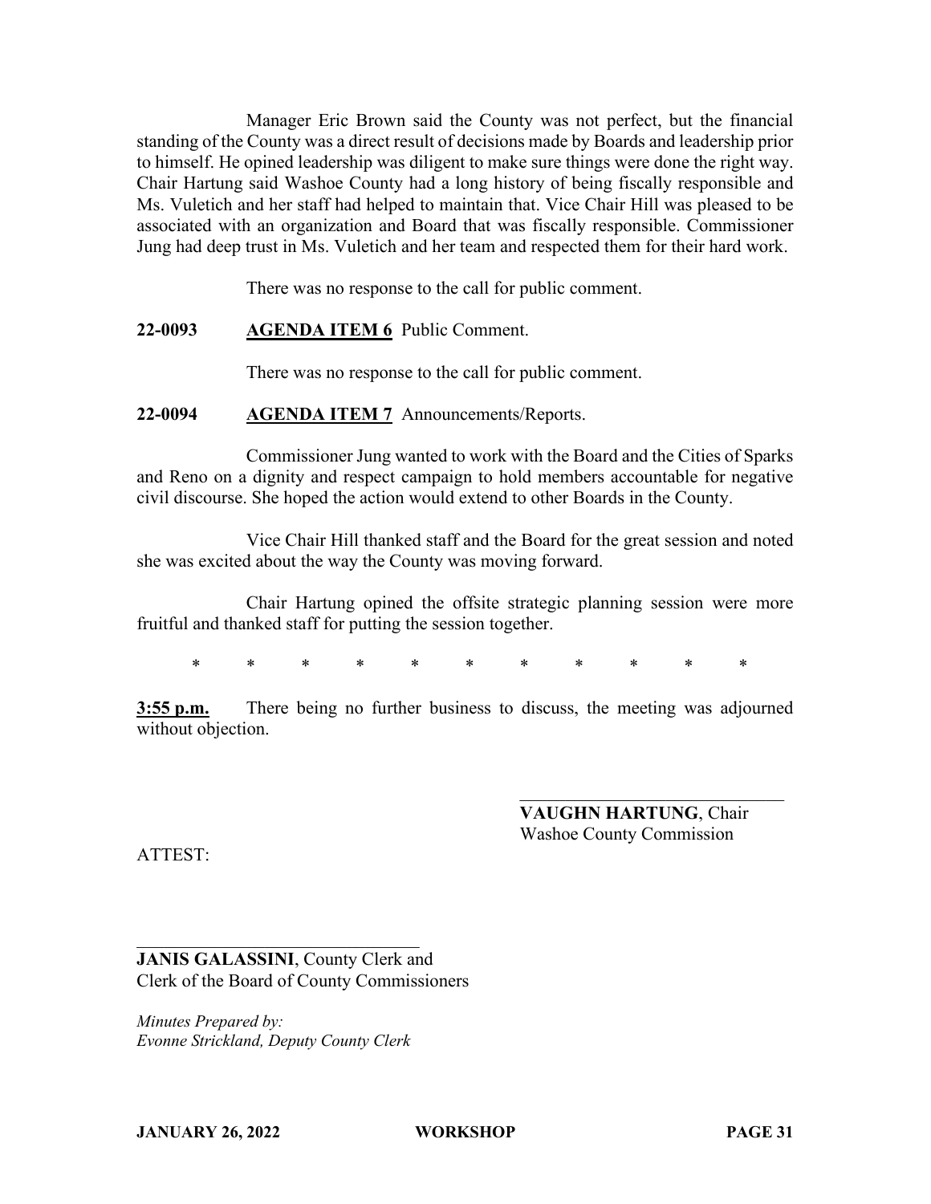Manager Eric Brown said the County was not perfect, but the financial standing of the County was a direct result of decisions made by Boards and leadership prior to himself. He opined leadership was diligent to make sure things were done the right way. Chair Hartung said Washoe County had a long history of being fiscally responsible and Ms. Vuletich and her staff had helped to maintain that. Vice Chair Hill was pleased to be associated with an organization and Board that was fiscally responsible. Commissioner Jung had deep trust in Ms. Vuletich and her team and respected them for their hard work.

There was no response to the call for public comment.

**22-0093 AGENDA ITEM 6** Public Comment.

There was no response to the call for public comment.

**22-0094 AGENDA ITEM 7** Announcements/Reports.

Commissioner Jung wanted to work with the Board and the Cities of Sparks and Reno on a dignity and respect campaign to hold members accountable for negative civil discourse. She hoped the action would extend to other Boards in the County.

Vice Chair Hill thanked staff and the Board for the great session and noted she was excited about the way the County was moving forward.

Chair Hartung opined the offsite strategic planning session were more fruitful and thanked staff for putting the session together.

\* \* \* \* \* \* \* \* \* \* \*

**3:55 p.m.** There being no further business to discuss, the meeting was adjourned without objection.

\_\_\_\_\_\_\_\_\_\_\_\_\_\_\_\_\_\_\_\_\_\_\_\_\_\_\_\_

**VAUGHN HARTUNG**, Chair
Washoe County Commission

ATTEST:

\_\_\_\_\_\_\_\_\_\_\_\_\_\_\_\_\_\_\_\_\_\_\_\_\_\_\_\_

**JANIS GALASSINI**, County Clerk and
Clerk of the Board of County Commissioners

*Minutes Prepared by:*
*Evonne Strickland, Deputy County Clerk*